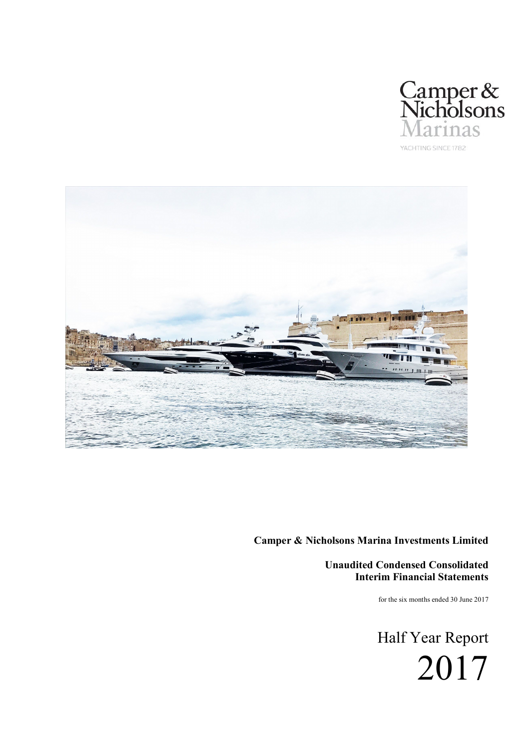Camper & Nicholsons Marinas

YACHTING SINCE 1782

**Camper & Nicholsons Marina Investments Limited**

**Unaudited Condensed Consolidated Interim Financial Statements**

for the six months ended 30 June 2017

Half Year Report

2017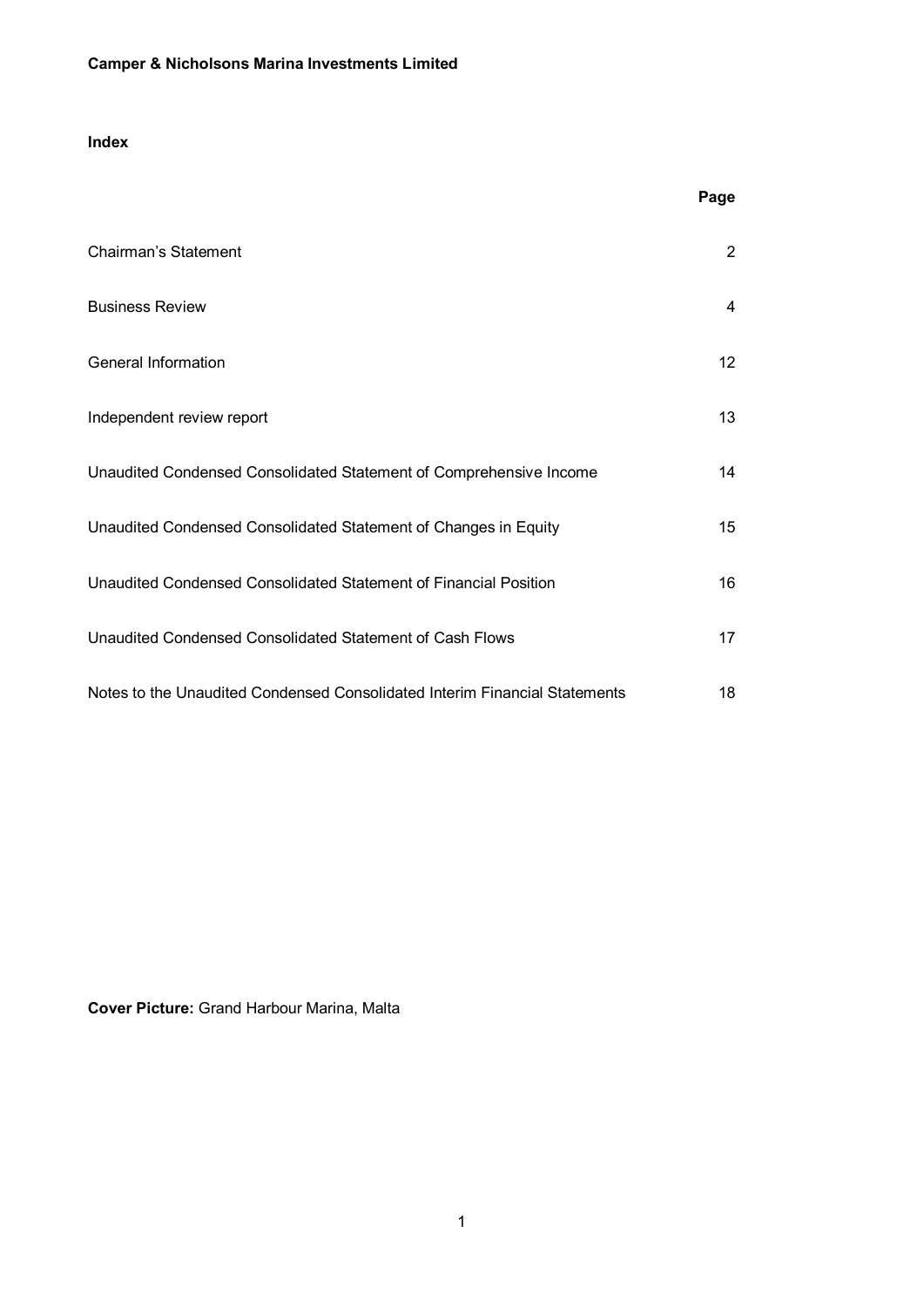**Camper & Nicholsons Marina Investments Limited**

**Index**

| | Page |
|---|---|
| Chairman's Statement | 2 |
| Business Review | 4 |
| General Information | 12 |
| Independent review report | 13 |
| Unaudited Condensed Consolidated Statement of Comprehensive Income | 14 |
| Unaudited Condensed Consolidated Statement of Changes in Equity | 15 |
| Unaudited Condensed Consolidated Statement of Financial Position | 16 |
| Unaudited Condensed Consolidated Statement of Cash Flows | 17 |
| Notes to the Unaudited Condensed Consolidated Interim Financial Statements | 18 |

**Cover Picture:** Grand Harbour Marina, Malta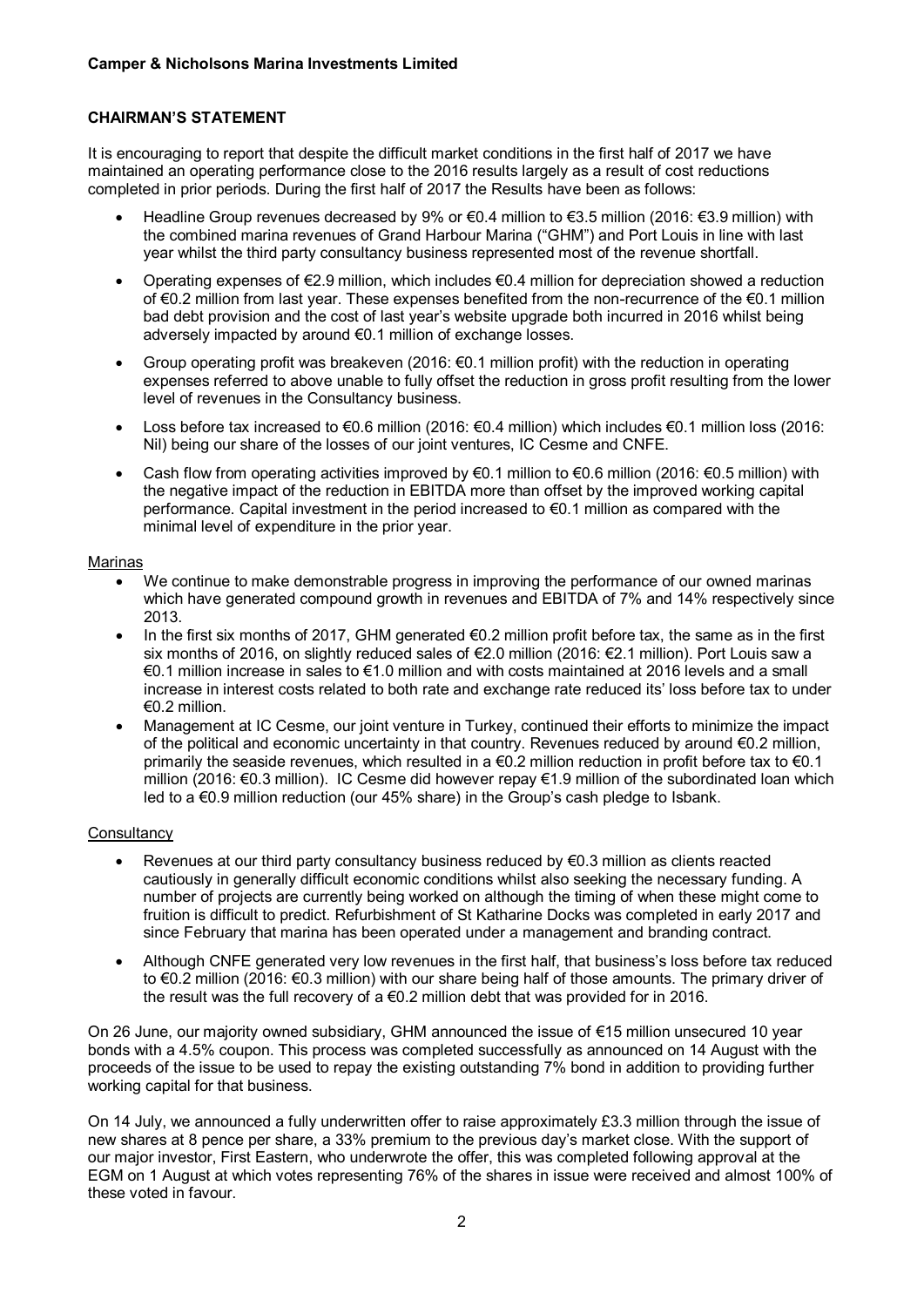**Camper & Nicholsons Marina Investments Limited**

## CHAIRMAN'S STATEMENT

It is encouraging to report that despite the difficult market conditions in the first half of 2017 we have maintained an operating performance close to the 2016 results largely as a result of cost reductions completed in prior periods. During the first half of 2017 the Results have been as follows:

- Headline Group revenues decreased by 9% or €0.4 million to €3.5 million (2016: €3.9 million) with the combined marina revenues of Grand Harbour Marina ("GHM") and Port Louis in line with last year whilst the third party consultancy business represented most of the revenue shortfall.
- Operating expenses of €2.9 million, which includes €0.4 million for depreciation showed a reduction of €0.2 million from last year. These expenses benefited from the non-recurrence of the €0.1 million bad debt provision and the cost of last year's website upgrade both incurred in 2016 whilst being adversely impacted by around €0.1 million of exchange losses.
- Group operating profit was breakeven (2016: €0.1 million profit) with the reduction in operating expenses referred to above unable to fully offset the reduction in gross profit resulting from the lower level of revenues in the Consultancy business.
- Loss before tax increased to €0.6 million (2016: €0.4 million) which includes €0.1 million loss (2016: Nil) being our share of the losses of our joint ventures, IC Cesme and CNFE.
- Cash flow from operating activities improved by €0.1 million to €0.6 million (2016: €0.5 million) with the negative impact of the reduction in EBITDA more than offset by the improved working capital performance. Capital investment in the period increased to €0.1 million as compared with the minimal level of expenditure in the prior year.

Marinas

- We continue to make demonstrable progress in improving the performance of our owned marinas which have generated compound growth in revenues and EBITDA of 7% and 14% respectively since 2013.
- In the first six months of 2017, GHM generated €0.2 million profit before tax, the same as in the first six months of 2016, on slightly reduced sales of €2.0 million (2016: €2.1 million). Port Louis saw a €0.1 million increase in sales to €1.0 million and with costs maintained at 2016 levels and a small increase in interest costs related to both rate and exchange rate reduced its' loss before tax to under €0.2 million.
- Management at IC Cesme, our joint venture in Turkey, continued their efforts to minimize the impact of the political and economic uncertainty in that country. Revenues reduced by around €0.2 million, primarily the seaside revenues, which resulted in a €0.2 million reduction in profit before tax to €0.1 million (2016: €0.3 million). IC Cesme did however repay €1.9 million of the subordinated loan which led to a €0.9 million reduction (our 45% share) in the Group's cash pledge to Isbank.

Consultancy

- Revenues at our third party consultancy business reduced by €0.3 million as clients reacted cautiously in generally difficult economic conditions whilst also seeking the necessary funding. A number of projects are currently being worked on although the timing of when these might come to fruition is difficult to predict. Refurbishment of St Katharine Docks was completed in early 2017 and since February that marina has been operated under a management and branding contract.
- Although CNFE generated very low revenues in the first half, that business's loss before tax reduced to €0.2 million (2016: €0.3 million) with our share being half of those amounts. The primary driver of the result was the full recovery of a €0.2 million debt that was provided for in 2016.

On 26 June, our majority owned subsidiary, GHM announced the issue of €15 million unsecured 10 year bonds with a 4.5% coupon. This process was completed successfully as announced on 14 August with the proceeds of the issue to be used to repay the existing outstanding 7% bond in addition to providing further working capital for that business.

On 14 July, we announced a fully underwritten offer to raise approximately £3.3 million through the issue of new shares at 8 pence per share, a 33% premium to the previous day's market close. With the support of our major investor, First Eastern, who underwrote the offer, this was completed following approval at the EGM on 1 August at which votes representing 76% of the shares in issue were received and almost 100% of these voted in favour.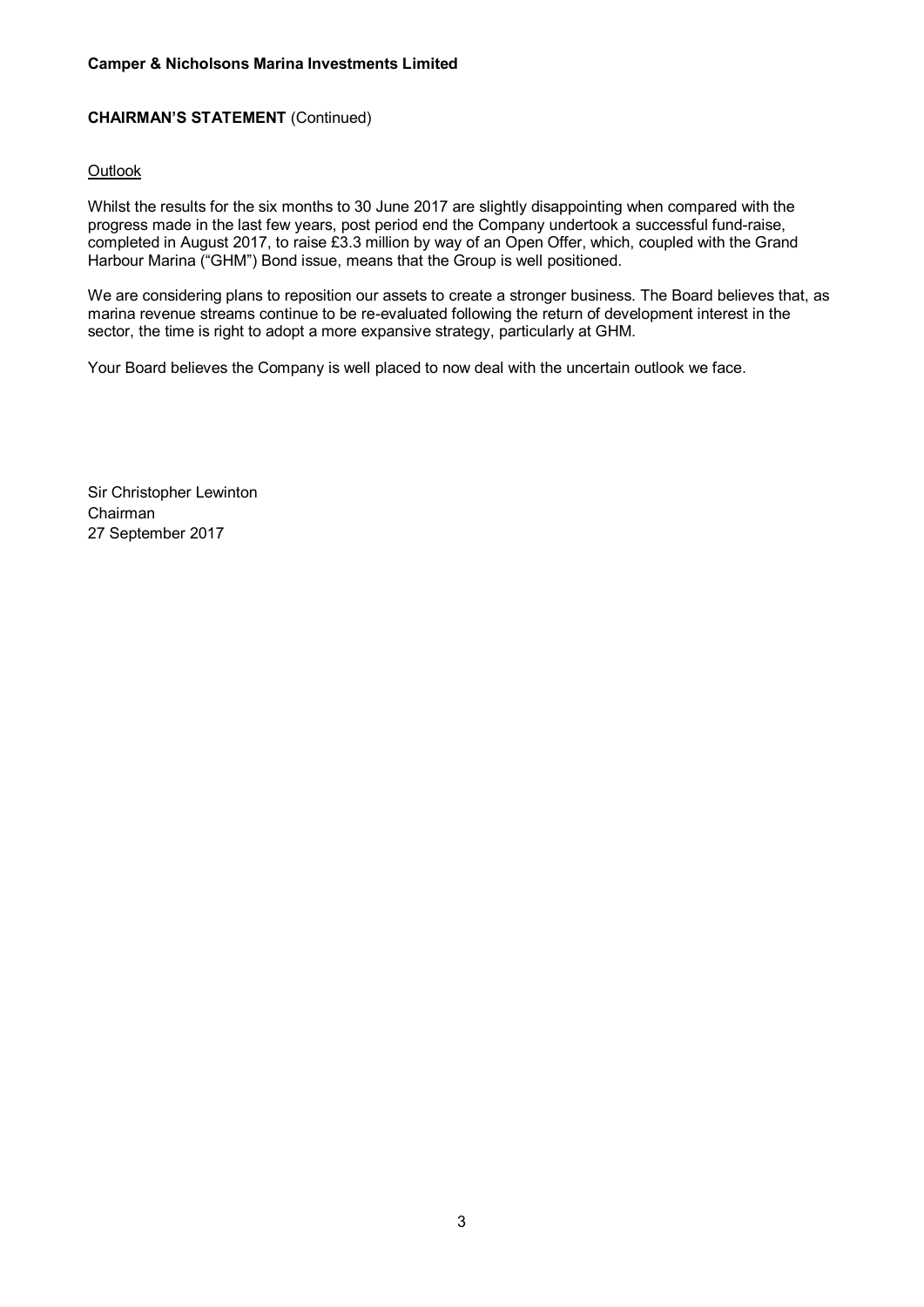## CHAIRMAN'S STATEMENT (Continued)

Outlook

Whilst the results for the six months to 30 June 2017 are slightly disappointing when compared with the progress made in the last few years, post period end the Company undertook a successful fund-raise, completed in August 2017, to raise £3.3 million by way of an Open Offer, which, coupled with the Grand Harbour Marina ("GHM") Bond issue, means that the Group is well positioned.

We are considering plans to reposition our assets to create a stronger business. The Board believes that, as marina revenue streams continue to be re-evaluated following the return of development interest in the sector, the time is right to adopt a more expansive strategy, particularly at GHM.

Your Board believes the Company is well placed to now deal with the uncertain outlook we face.

Sir Christopher Lewinton
Chairman
27 September 2017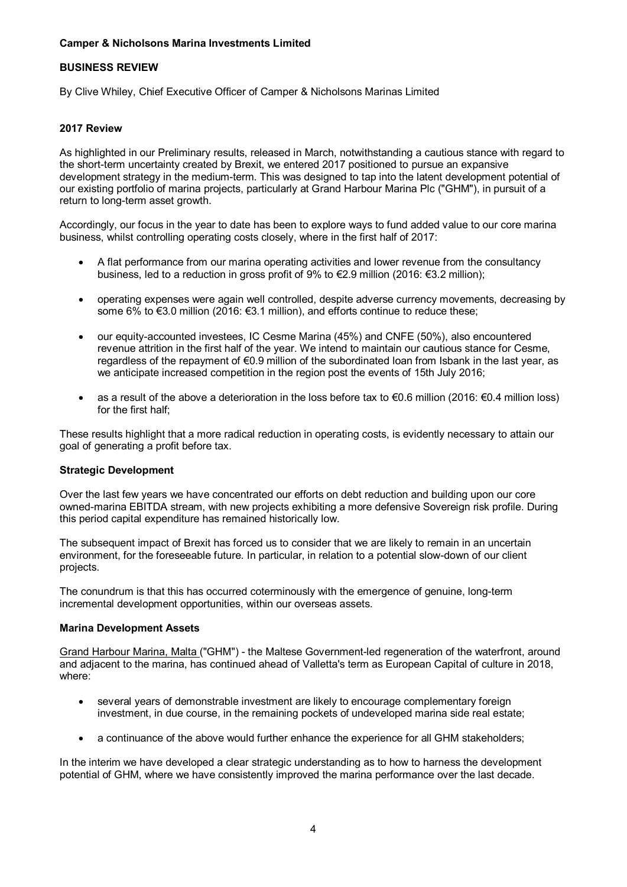**Camper & Nicholsons Marina Investments Limited**

## BUSINESS REVIEW

By Clive Whiley, Chief Executive Officer of Camper & Nicholsons Marinas Limited

### 2017 Review

As highlighted in our Preliminary results, released in March, notwithstanding a cautious stance with regard to the short-term uncertainty created by Brexit, we entered 2017 positioned to pursue an expansive development strategy in the medium-term. This was designed to tap into the latent development potential of our existing portfolio of marina projects, particularly at Grand Harbour Marina Plc ("GHM"), in pursuit of a return to long-term asset growth.

Accordingly, our focus in the year to date has been to explore ways to fund added value to our core marina business, whilst controlling operating costs closely, where in the first half of 2017:

- A flat performance from our marina operating activities and lower revenue from the consultancy business, led to a reduction in gross profit of 9% to €2.9 million (2016: €3.2 million);
- operating expenses were again well controlled, despite adverse currency movements, decreasing by some 6% to €3.0 million (2016: €3.1 million), and efforts continue to reduce these;
- our equity-accounted investees, IC Cesme Marina (45%) and CNFE (50%), also encountered revenue attrition in the first half of the year. We intend to maintain our cautious stance for Cesme, regardless of the repayment of €0.9 million of the subordinated loan from Isbank in the last year, as we anticipate increased competition in the region post the events of 15th July 2016;
- as a result of the above a deterioration in the loss before tax to €0.6 million (2016: €0.4 million loss) for the first half;

These results highlight that a more radical reduction in operating costs, is evidently necessary to attain our goal of generating a profit before tax.

### Strategic Development

Over the last few years we have concentrated our efforts on debt reduction and building upon our core owned-marina EBITDA stream, with new projects exhibiting a more defensive Sovereign risk profile. During this period capital expenditure has remained historically low.

The subsequent impact of Brexit has forced us to consider that we are likely to remain in an uncertain environment, for the foreseeable future. In particular, in relation to a potential slow-down of our client projects.

The conundrum is that this has occurred coterminously with the emergence of genuine, long-term incremental development opportunities, within our overseas assets.

### Marina Development Assets

Grand Harbour Marina, Malta ("GHM") - the Maltese Government-led regeneration of the waterfront, around and adjacent to the marina, has continued ahead of Valletta's term as European Capital of culture in 2018, where:

- several years of demonstrable investment are likely to encourage complementary foreign investment, in due course, in the remaining pockets of undeveloped marina side real estate;
- a continuance of the above would further enhance the experience for all GHM stakeholders;

In the interim we have developed a clear strategic understanding as to how to harness the development potential of GHM, where we have consistently improved the marina performance over the last decade.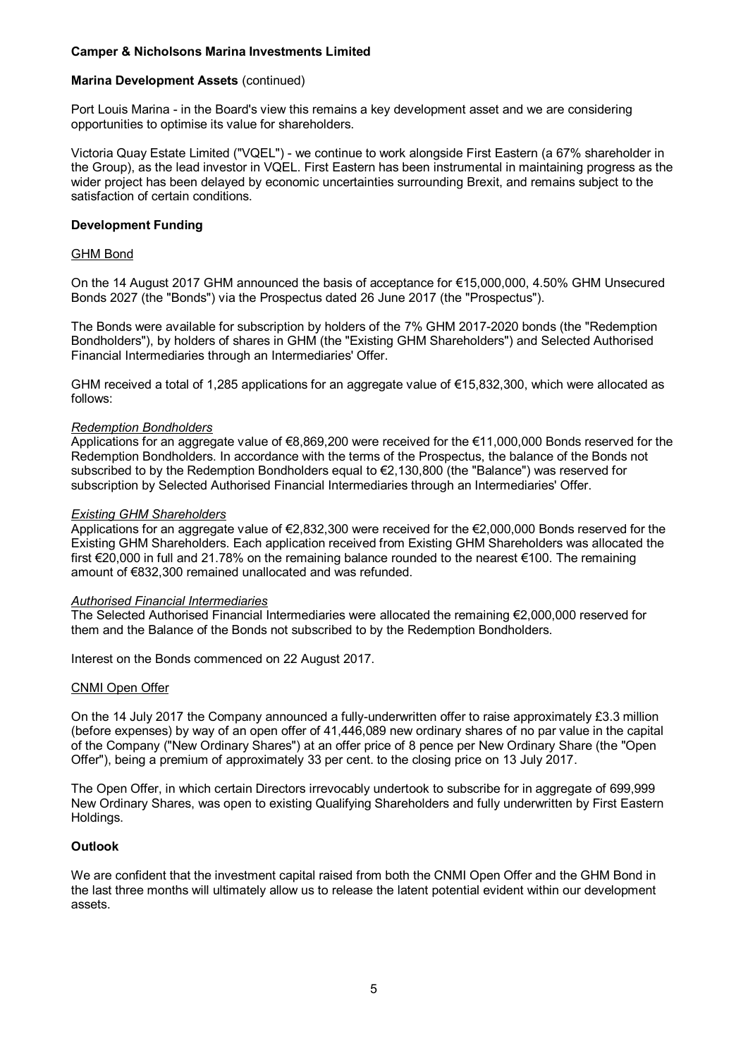**Camper & Nicholsons Marina Investments Limited**

**Marina Development Assets** (continued)

Port Louis Marina - in the Board's view this remains a key development asset and we are considering opportunities to optimise its value for shareholders.

Victoria Quay Estate Limited ("VQEL") - we continue to work alongside First Eastern (a 67% shareholder in the Group), as the lead investor in VQEL. First Eastern has been instrumental in maintaining progress as the wider project has been delayed by economic uncertainties surrounding Brexit, and remains subject to the satisfaction of certain conditions.

## Development Funding

### GHM Bond

On the 14 August 2017 GHM announced the basis of acceptance for €15,000,000, 4.50% GHM Unsecured Bonds 2027 (the "Bonds") via the Prospectus dated 26 June 2017 (the "Prospectus").

The Bonds were available for subscription by holders of the 7% GHM 2017-2020 bonds (the "Redemption Bondholders"), by holders of shares in GHM (the "Existing GHM Shareholders") and Selected Authorised Financial Intermediaries through an Intermediaries' Offer.

GHM received a total of 1,285 applications for an aggregate value of €15,832,300, which were allocated as follows:

*Redemption Bondholders*
Applications for an aggregate value of €8,869,200 were received for the €11,000,000 Bonds reserved for the Redemption Bondholders. In accordance with the terms of the Prospectus, the balance of the Bonds not subscribed to by the Redemption Bondholders equal to €2,130,800 (the "Balance") was reserved for subscription by Selected Authorised Financial Intermediaries through an Intermediaries' Offer.

*Existing GHM Shareholders*
Applications for an aggregate value of €2,832,300 were received for the €2,000,000 Bonds reserved for the Existing GHM Shareholders. Each application received from Existing GHM Shareholders was allocated the first €20,000 in full and 21.78% on the remaining balance rounded to the nearest €100. The remaining amount of €832,300 remained unallocated and was refunded.

*Authorised Financial Intermediaries*
The Selected Authorised Financial Intermediaries were allocated the remaining €2,000,000 reserved for them and the Balance of the Bonds not subscribed to by the Redemption Bondholders.

Interest on the Bonds commenced on 22 August 2017.

### CNMI Open Offer

On the 14 July 2017 the Company announced a fully-underwritten offer to raise approximately £3.3 million (before expenses) by way of an open offer of 41,446,089 new ordinary shares of no par value in the capital of the Company ("New Ordinary Shares") at an offer price of 8 pence per New Ordinary Share (the "Open Offer"), being a premium of approximately 33 per cent. to the closing price on 13 July 2017.

The Open Offer, in which certain Directors irrevocably undertook to subscribe for in aggregate of 699,999 New Ordinary Shares, was open to existing Qualifying Shareholders and fully underwritten by First Eastern Holdings.

## Outlook

We are confident that the investment capital raised from both the CNMI Open Offer and the GHM Bond in the last three months will ultimately allow us to release the latent potential evident within our development assets.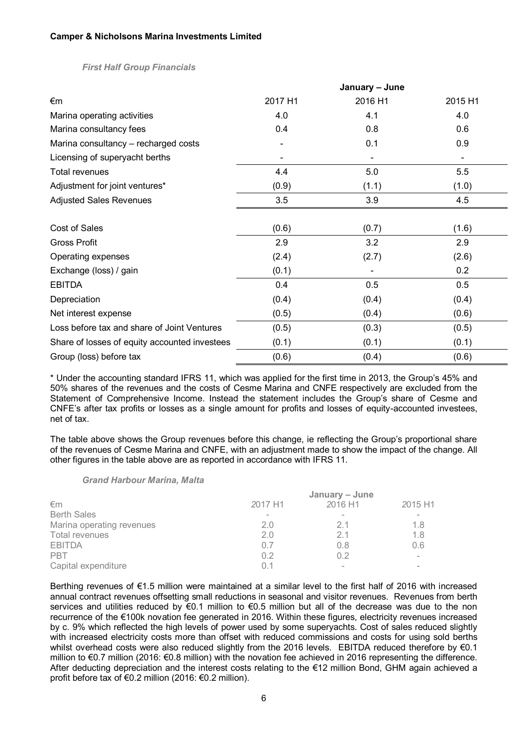**Camper & Nicholsons Marina Investments Limited**

***First Half Group Financials***

| €m | January – June | | |
|---|---|---|---|
| | 2017 H1 | 2016 H1 | 2015 H1 |
| Marina operating activities | 4.0 | 4.1 | 4.0 |
| Marina consultancy fees | 0.4 | 0.8 | 0.6 |
| Marina consultancy – recharged costs | - | 0.1 | 0.9 |
| Licensing of superyacht berths | - | - | - |
| Total revenues | 4.4 | 5.0 | 5.5 |
| Adjustment for joint ventures* | (0.9) | (1.1) | (1.0) |
| Adjusted Sales Revenues | 3.5 | 3.9 | 4.5 |
| Cost of Sales | (0.6) | (0.7) | (1.6) |
| Gross Profit | 2.9 | 3.2 | 2.9 |
| Operating expenses | (2.4) | (2.7) | (2.6) |
| Exchange (loss) / gain | (0.1) | - | 0.2 |
| EBITDA | 0.4 | 0.5 | 0.5 |
| Depreciation | (0.4) | (0.4) | (0.4) |
| Net interest expense | (0.5) | (0.4) | (0.6) |
| Loss before tax and share of Joint Ventures | (0.5) | (0.3) | (0.5) |
| Share of losses of equity accounted investees | (0.1) | (0.1) | (0.1) |
| Group (loss) before tax | (0.6) | (0.4) | (0.6) |

\* Under the accounting standard IFRS 11, which was applied for the first time in 2013, the Group's 45% and 50% shares of the revenues and the costs of Cesme Marina and CNFE respectively are excluded from the Statement of Comprehensive Income. Instead the statement includes the Group's share of Cesme and CNFE's after tax profits or losses as a single amount for profits and losses of equity-accounted investees, net of tax.

The table above shows the Group revenues before this change, ie reflecting the Group's proportional share of the revenues of Cesme Marina and CNFE, with an adjustment made to show the impact of the change. All other figures in the table above are as reported in accordance with IFRS 11.

***Grand Harbour Marina, Malta***

| €m | January – June | | |
|---|---|---|---|
| | 2017 H1 | 2016 H1 | 2015 H1 |
| Berth Sales | - | - | - |
| Marina operating revenues | 2.0 | 2.1 | 1.8 |
| Total revenues | 2.0 | 2.1 | 1.8 |
| EBITDA | 0.7 | 0.8 | 0.6 |
| PBT | 0.2 | 0.2 | - |
| Capital expenditure | 0.1 | - | - |

Berthing revenues of €1.5 million were maintained at a similar level to the first half of 2016 with increased annual contract revenues offsetting small reductions in seasonal and visitor revenues. Revenues from berth services and utilities reduced by €0.1 million to €0.5 million but all of the decrease was due to the non recurrence of the €100k novation fee generated in 2016. Within these figures, electricity revenues increased by c. 9% which reflected the high levels of power used by some superyachts. Cost of sales reduced slightly with increased electricity costs more than offset with reduced commissions and costs for using sold berths whilst overhead costs were also reduced slightly from the 2016 levels. EBITDA reduced therefore by €0.1 million to €0.7 million (2016: €0.8 million) with the novation fee achieved in 2016 representing the difference. After deducting depreciation and the interest costs relating to the €12 million Bond, GHM again achieved a profit before tax of €0.2 million (2016: €0.2 million).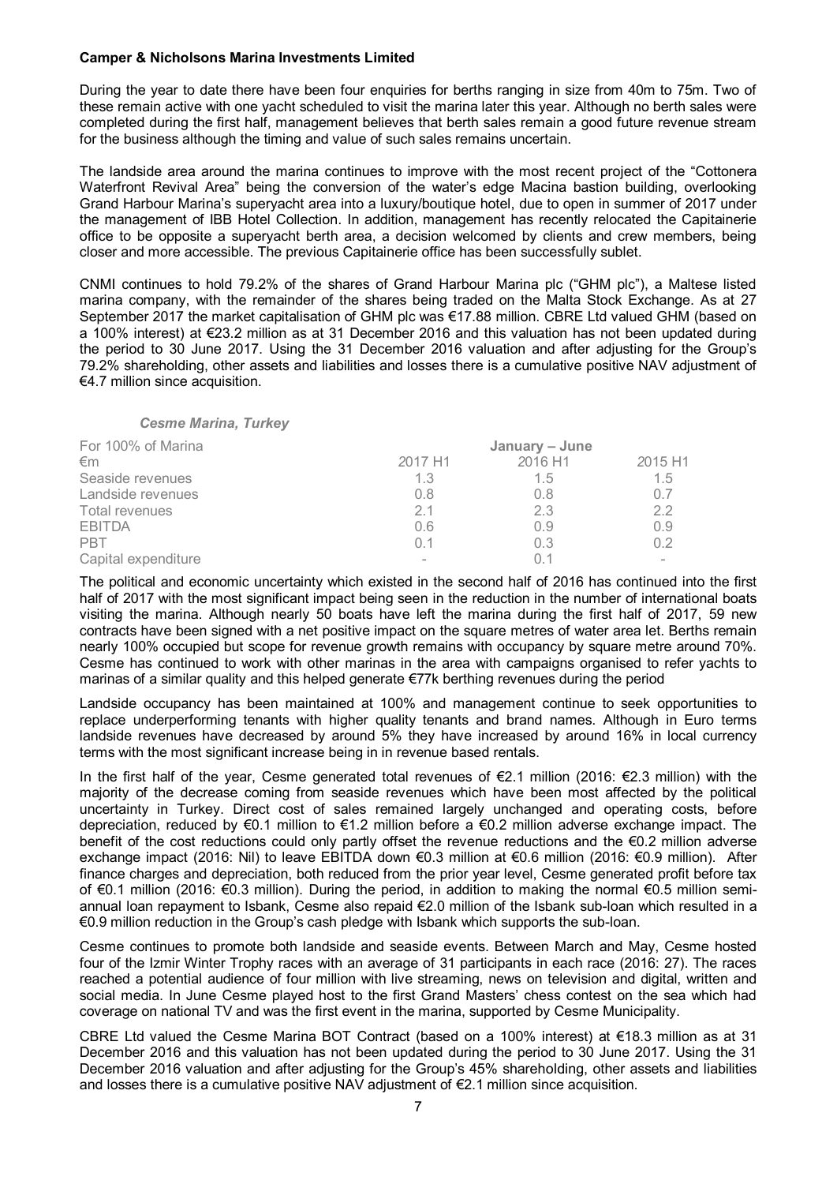**Camper & Nicholsons Marina Investments Limited**

During the year to date there have been four enquiries for berths ranging in size from 40m to 75m. Two of these remain active with one yacht scheduled to visit the marina later this year. Although no berth sales were completed during the first half, management believes that berth sales remain a good future revenue stream for the business although the timing and value of such sales remains uncertain.

The landside area around the marina continues to improve with the most recent project of the "Cottonera Waterfront Revival Area" being the conversion of the water's edge Macina bastion building, overlooking Grand Harbour Marina's superyacht area into a luxury/boutique hotel, due to open in summer of 2017 under the management of IBB Hotel Collection. In addition, management has recently relocated the Capitainerie office to be opposite a superyacht berth area, a decision welcomed by clients and crew members, being closer and more accessible. The previous Capitainerie office has been successfully sublet.

CNMI continues to hold 79.2% of the shares of Grand Harbour Marina plc ("GHM plc"), a Maltese listed marina company, with the remainder of the shares being traded on the Malta Stock Exchange. As at 27 September 2017 the market capitalisation of GHM plc was €17.88 million. CBRE Ltd valued GHM (based on a 100% interest) at €23.2 million as at 31 December 2016 and this valuation has not been updated during the period to 30 June 2017. Using the 31 December 2016 valuation and after adjusting for the Group's 79.2% shareholding, other assets and liabilities and losses there is a cumulative positive NAV adjustment of €4.7 million since acquisition.

***Cesme Marina, Turkey***

| For 100% of Marina | January – June | | |
|---|---|---|---|
| €m | *2017 H1* | *2016 H1* | *2015 H1* |
| Seaside revenues | 1.3 | 1.5 | 1.5 |
| Landside revenues | 0.8 | 0.8 | 0.7 |
| Total revenues | 2.1 | 2.3 | 2.2 |
| EBITDA | 0.6 | 0.9 | 0.9 |
| PBT | 0.1 | 0.3 | 0.2 |
| Capital expenditure | - | 0.1 | - |

The political and economic uncertainty which existed in the second half of 2016 has continued into the first half of 2017 with the most significant impact being seen in the reduction in the number of international boats visiting the marina. Although nearly 50 boats have left the marina during the first half of 2017, 59 new contracts have been signed with a net positive impact on the square metres of water area let. Berths remain nearly 100% occupied but scope for revenue growth remains with occupancy by square metre around 70%. Cesme has continued to work with other marinas in the area with campaigns organised to refer yachts to marinas of a similar quality and this helped generate €77k berthing revenues during the period

Landside occupancy has been maintained at 100% and management continue to seek opportunities to replace underperforming tenants with higher quality tenants and brand names. Although in Euro terms landside revenues have decreased by around 5% they have increased by around 16% in local currency terms with the most significant increase being in in revenue based rentals.

In the first half of the year, Cesme generated total revenues of €2.1 million (2016: €2.3 million) with the majority of the decrease coming from seaside revenues which have been most affected by the political uncertainty in Turkey. Direct cost of sales remained largely unchanged and operating costs, before depreciation, reduced by €0.1 million to €1.2 million before a €0.2 million adverse exchange impact. The benefit of the cost reductions could only partly offset the revenue reductions and the €0.2 million adverse exchange impact (2016: Nil) to leave EBITDA down €0.3 million at €0.6 million (2016: €0.9 million). After finance charges and depreciation, both reduced from the prior year level, Cesme generated profit before tax of €0.1 million (2016: €0.3 million). During the period, in addition to making the normal €0.5 million semi-annual loan repayment to Isbank, Cesme also repaid €2.0 million of the Isbank sub-loan which resulted in a €0.9 million reduction in the Group's cash pledge with Isbank which supports the sub-loan.

Cesme continues to promote both landside and seaside events. Between March and May, Cesme hosted four of the Izmir Winter Trophy races with an average of 31 participants in each race (2016: 27). The races reached a potential audience of four million with live streaming, news on television and digital, written and social media. In June Cesme played host to the first Grand Masters' chess contest on the sea which had coverage on national TV and was the first event in the marina, supported by Cesme Municipality.

CBRE Ltd valued the Cesme Marina BOT Contract (based on a 100% interest) at €18.3 million as at 31 December 2016 and this valuation has not been updated during the period to 30 June 2017. Using the 31 December 2016 valuation and after adjusting for the Group's 45% shareholding, other assets and liabilities and losses there is a cumulative positive NAV adjustment of €2.1 million since acquisition.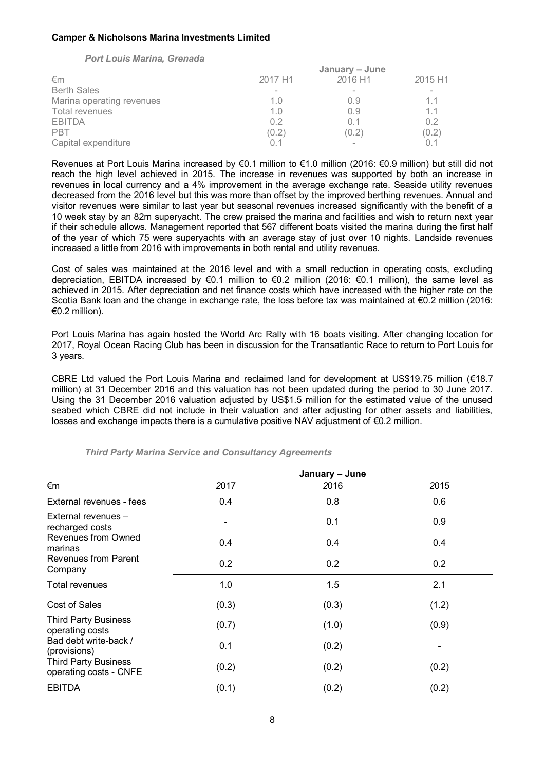**Camper & Nicholsons Marina Investments Limited**

### *Port Louis Marina, Grenada*

| €m | January – June 2017 H1 | 2016 H1 | 2015 H1 |
|---|---|---|---|
| Berth Sales | - | - | - |
| Marina operating revenues | 1.0 | 0.9 | 1.1 |
| Total revenues | 1.0 | 0.9 | 1.1 |
| EBITDA | 0.2 | 0.1 | 0.2 |
| PBT | (0.2) | (0.2) | (0.2) |
| Capital expenditure | 0.1 | - | 0.1 |

Revenues at Port Louis Marina increased by €0.1 million to €1.0 million (2016: €0.9 million) but still did not reach the high level achieved in 2015. The increase in revenues was supported by both an increase in revenues in local currency and a 4% improvement in the average exchange rate. Seaside utility revenues decreased from the 2016 level but this was more than offset by the improved berthing revenues. Annual and visitor revenues were similar to last year but seasonal revenues increased significantly with the benefit of a 10 week stay by an 82m superyacht. The crew praised the marina and facilities and wish to return next year if their schedule allows. Management reported that 567 different boats visited the marina during the first half of the year of which 75 were superyachts with an average stay of just over 10 nights. Landside revenues increased a little from 2016 with improvements in both rental and utility revenues.

Cost of sales was maintained at the 2016 level and with a small reduction in operating costs, excluding depreciation, EBITDA increased by €0.1 million to €0.2 million (2016: €0.1 million), the same level as achieved in 2015. After depreciation and net finance costs which have increased with the higher rate on the Scotia Bank loan and the change in exchange rate, the loss before tax was maintained at €0.2 million (2016: €0.2 million).

Port Louis Marina has again hosted the World Arc Rally with 16 boats visiting. After changing location for 2017, Royal Ocean Racing Club has been in discussion for the Transatlantic Race to return to Port Louis for 3 years.

CBRE Ltd valued the Port Louis Marina and reclaimed land for development at US$19.75 million (€18.7 million) at 31 December 2016 and this valuation has not been updated during the period to 30 June 2017. Using the 31 December 2016 valuation adjusted by US$1.5 million for the estimated value of the unused seabed which CBRE did not include in their valuation and after adjusting for other assets and liabilities, losses and exchange impacts there is a cumulative positive NAV adjustment of €0.2 million.

### *Third Party Marina Service and Consultancy Agreements*

| €m | January – June 2017 | 2016 | 2015 |
|---|---|---|---|
| External revenues - fees | 0.4 | 0.8 | 0.6 |
| External revenues – recharged costs | - | 0.1 | 0.9 |
| Revenues from Owned marinas | 0.4 | 0.4 | 0.4 |
| Revenues from Parent Company | 0.2 | 0.2 | 0.2 |
| Total revenues | 1.0 | 1.5 | 2.1 |
| Cost of Sales | (0.3) | (0.3) | (1.2) |
| Third Party Business operating costs | (0.7) | (1.0) | (0.9) |
| Bad debt write-back / (provisions) | 0.1 | (0.2) | - |
| Third Party Business operating costs - CNFE | (0.2) | (0.2) | (0.2) |
| EBITDA | (0.1) | (0.2) | (0.2) |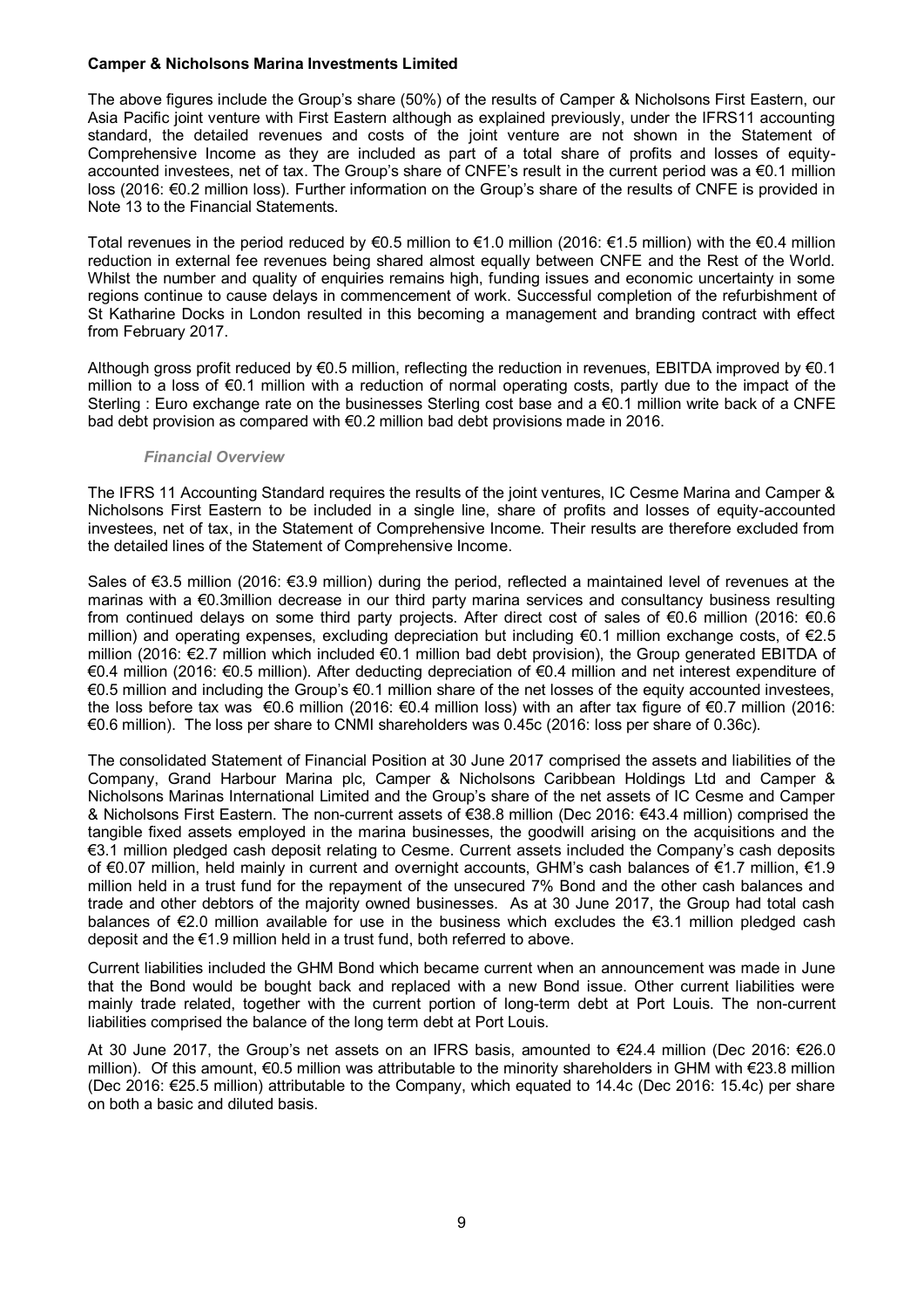**Camper & Nicholsons Marina Investments Limited**

The above figures include the Group's share (50%) of the results of Camper & Nicholsons First Eastern, our Asia Pacific joint venture with First Eastern although as explained previously, under the IFRS11 accounting standard, the detailed revenues and costs of the joint venture are not shown in the Statement of Comprehensive Income as they are included as part of a total share of profits and losses of equity-accounted investees, net of tax. The Group's share of CNFE's result in the current period was a €0.1 million loss (2016: €0.2 million loss). Further information on the Group's share of the results of CNFE is provided in Note 13 to the Financial Statements.

Total revenues in the period reduced by €0.5 million to €1.0 million (2016: €1.5 million) with the €0.4 million reduction in external fee revenues being shared almost equally between CNFE and the Rest of the World. Whilst the number and quality of enquiries remains high, funding issues and economic uncertainty in some regions continue to cause delays in commencement of work. Successful completion of the refurbishment of St Katharine Docks in London resulted in this becoming a management and branding contract with effect from February 2017.

Although gross profit reduced by €0.5 million, reflecting the reduction in revenues, EBITDA improved by €0.1 million to a loss of €0.1 million with a reduction of normal operating costs, partly due to the impact of the Sterling : Euro exchange rate on the businesses Sterling cost base and a €0.1 million write back of a CNFE bad debt provision as compared with €0.2 million bad debt provisions made in 2016.

*Financial Overview*

The IFRS 11 Accounting Standard requires the results of the joint ventures, IC Cesme Marina and Camper & Nicholsons First Eastern to be included in a single line, share of profits and losses of equity-accounted investees, net of tax, in the Statement of Comprehensive Income. Their results are therefore excluded from the detailed lines of the Statement of Comprehensive Income.

Sales of €3.5 million (2016: €3.9 million) during the period, reflected a maintained level of revenues at the marinas with a €0.3million decrease in our third party marina services and consultancy business resulting from continued delays on some third party projects. After direct cost of sales of €0.6 million (2016: €0.6 million) and operating expenses, excluding depreciation but including €0.1 million exchange costs, of €2.5 million (2016: €2.7 million which included €0.1 million bad debt provision), the Group generated EBITDA of €0.4 million (2016: €0.5 million). After deducting depreciation of €0.4 million and net interest expenditure of €0.5 million and including the Group's €0.1 million share of the net losses of the equity accounted investees, the loss before tax was €0.6 million (2016: €0.4 million loss) with an after tax figure of €0.7 million (2016: €0.6 million). The loss per share to CNMI shareholders was 0.45c (2016: loss per share of 0.36c).

The consolidated Statement of Financial Position at 30 June 2017 comprised the assets and liabilities of the Company, Grand Harbour Marina plc, Camper & Nicholsons Caribbean Holdings Ltd and Camper & Nicholsons Marinas International Limited and the Group's share of the net assets of IC Cesme and Camper & Nicholsons First Eastern. The non-current assets of €38.8 million (Dec 2016: €43.4 million) comprised the tangible fixed assets employed in the marina businesses, the goodwill arising on the acquisitions and the €3.1 million pledged cash deposit relating to Cesme. Current assets included the Company's cash deposits of €0.07 million, held mainly in current and overnight accounts, GHM's cash balances of €1.7 million, €1.9 million held in a trust fund for the repayment of the unsecured 7% Bond and the other cash balances and trade and other debtors of the majority owned businesses. As at 30 June 2017, the Group had total cash balances of €2.0 million available for use in the business which excludes the €3.1 million pledged cash deposit and the €1.9 million held in a trust fund, both referred to above.

Current liabilities included the GHM Bond which became current when an announcement was made in June that the Bond would be bought back and replaced with a new Bond issue. Other current liabilities were mainly trade related, together with the current portion of long-term debt at Port Louis. The non-current liabilities comprised the balance of the long term debt at Port Louis.

At 30 June 2017, the Group's net assets on an IFRS basis, amounted to €24.4 million (Dec 2016: €26.0 million). Of this amount, €0.5 million was attributable to the minority shareholders in GHM with €23.8 million (Dec 2016: €25.5 million) attributable to the Company, which equated to 14.4c (Dec 2016: 15.4c) per share on both a basic and diluted basis.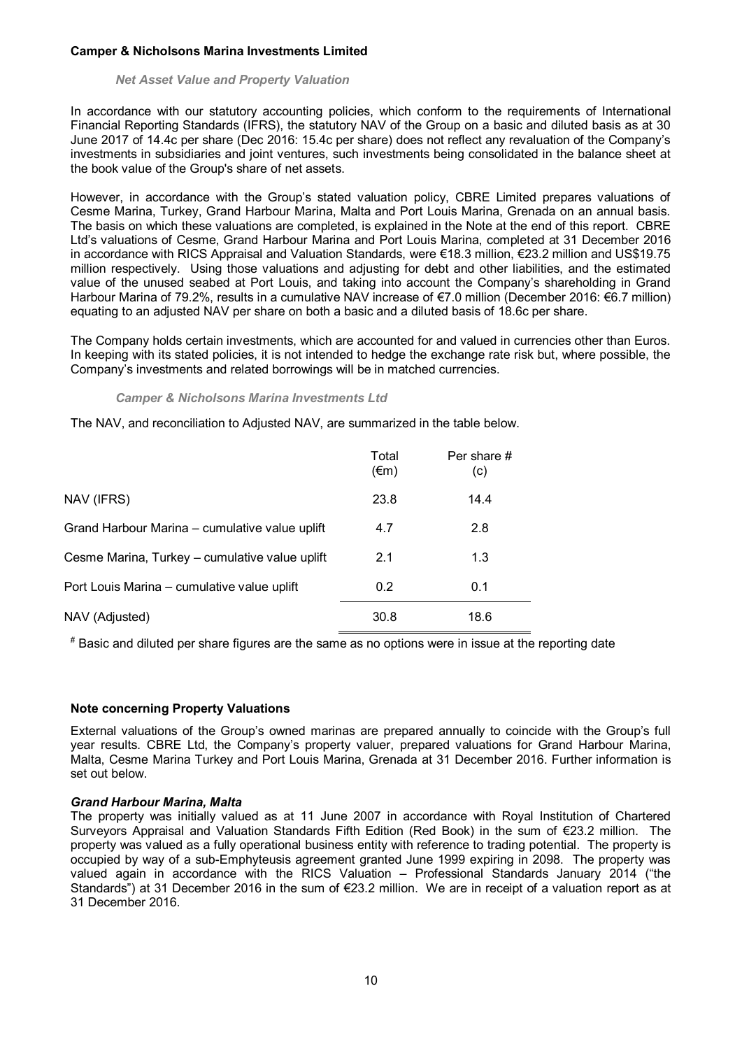*Net Asset Value and Property Valuation*

In accordance with our statutory accounting policies, which conform to the requirements of International Financial Reporting Standards (IFRS), the statutory NAV of the Group on a basic and diluted basis as at 30 June 2017 of 14.4c per share (Dec 2016: 15.4c per share) does not reflect any revaluation of the Company's investments in subsidiaries and joint ventures, such investments being consolidated in the balance sheet at the book value of the Group's share of net assets.

However, in accordance with the Group's stated valuation policy, CBRE Limited prepares valuations of Cesme Marina, Turkey, Grand Harbour Marina, Malta and Port Louis Marina, Grenada on an annual basis. The basis on which these valuations are completed, is explained in the Note at the end of this report. CBRE Ltd's valuations of Cesme, Grand Harbour Marina and Port Louis Marina, completed at 31 December 2016 in accordance with RICS Appraisal and Valuation Standards, were €18.3 million, €23.2 million and US$19.75 million respectively. Using those valuations and adjusting for debt and other liabilities, and the estimated value of the unused seabed at Port Louis, and taking into account the Company's shareholding in Grand Harbour Marina of 79.2%, results in a cumulative NAV increase of €7.0 million (December 2016: €6.7 million) equating to an adjusted NAV per share on both a basic and a diluted basis of 18.6c per share.

The Company holds certain investments, which are accounted for and valued in currencies other than Euros. In keeping with its stated policies, it is not intended to hedge the exchange rate risk but, where possible, the Company's investments and related borrowings will be in matched currencies.

*Camper & Nicholsons Marina Investments Ltd*

The NAV, and reconciliation to Adjusted NAV, are summarized in the table below.

| | Total (€m) | Per share # (c) |
|---|---|---|
| NAV (IFRS) | 23.8 | 14.4 |
| Grand Harbour Marina – cumulative value uplift | 4.7 | 2.8 |
| Cesme Marina, Turkey – cumulative value uplift | 2.1 | 1.3 |
| Port Louis Marina – cumulative value uplift | 0.2 | 0.1 |
| NAV (Adjusted) | 30.8 | 18.6 |

# Basic and diluted per share figures are the same as no options were in issue at the reporting date

**Note concerning Property Valuations**

External valuations of the Group's owned marinas are prepared annually to coincide with the Group's full year results. CBRE Ltd, the Company's property valuer, prepared valuations for Grand Harbour Marina, Malta, Cesme Marina Turkey and Port Louis Marina, Grenada at 31 December 2016. Further information is set out below.

***Grand Harbour Marina, Malta***

The property was initially valued as at 11 June 2007 in accordance with Royal Institution of Chartered Surveyors Appraisal and Valuation Standards Fifth Edition (Red Book) in the sum of €23.2 million. The property was valued as a fully operational business entity with reference to trading potential. The property is occupied by way of a sub-Emphyteusis agreement granted June 1999 expiring in 2098. The property was valued again in accordance with the RICS Valuation – Professional Standards January 2014 ("the Standards") at 31 December 2016 in the sum of €23.2 million. We are in receipt of a valuation report as at 31 December 2016.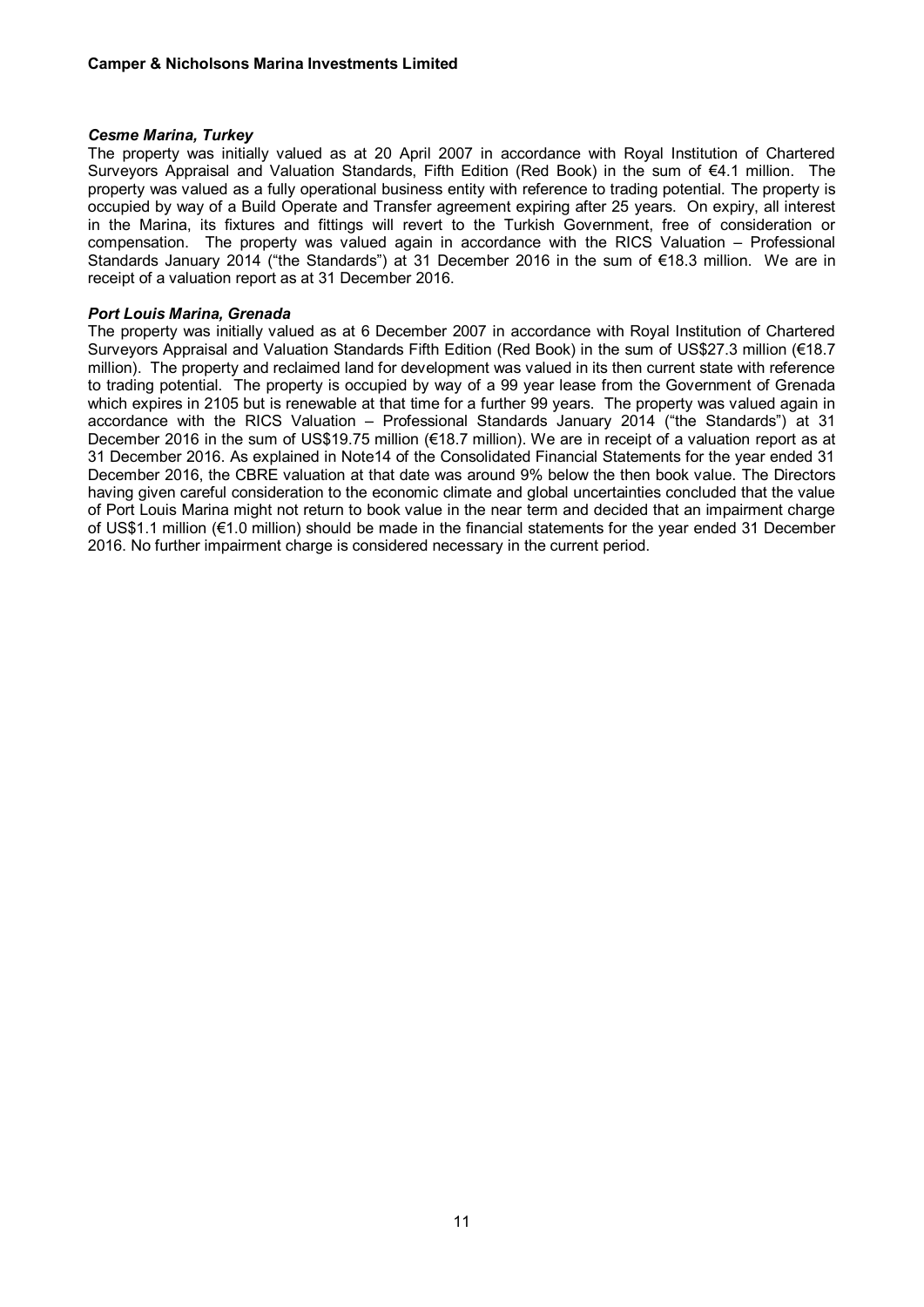***Cesme Marina, Turkey***

The property was initially valued as at 20 April 2007 in accordance with Royal Institution of Chartered Surveyors Appraisal and Valuation Standards, Fifth Edition (Red Book) in the sum of €4.1 million. The property was valued as a fully operational business entity with reference to trading potential. The property is occupied by way of a Build Operate and Transfer agreement expiring after 25 years. On expiry, all interest in the Marina, its fixtures and fittings will revert to the Turkish Government, free of consideration or compensation. The property was valued again in accordance with the RICS Valuation – Professional Standards January 2014 ("the Standards") at 31 December 2016 in the sum of €18.3 million. We are in receipt of a valuation report as at 31 December 2016.

***Port Louis Marina, Grenada***

The property was initially valued as at 6 December 2007 in accordance with Royal Institution of Chartered Surveyors Appraisal and Valuation Standards Fifth Edition (Red Book) in the sum of US$27.3 million (€18.7 million). The property and reclaimed land for development was valued in its then current state with reference to trading potential. The property is occupied by way of a 99 year lease from the Government of Grenada which expires in 2105 but is renewable at that time for a further 99 years. The property was valued again in accordance with the RICS Valuation – Professional Standards January 2014 ("the Standards") at 31 December 2016 in the sum of US$19.75 million (€18.7 million). We are in receipt of a valuation report as at 31 December 2016. As explained in Note14 of the Consolidated Financial Statements for the year ended 31 December 2016, the CBRE valuation at that date was around 9% below the then book value. The Directors having given careful consideration to the economic climate and global uncertainties concluded that the value of Port Louis Marina might not return to book value in the near term and decided that an impairment charge of US$1.1 million (€1.0 million) should be made in the financial statements for the year ended 31 December 2016. No further impairment charge is considered necessary in the current period.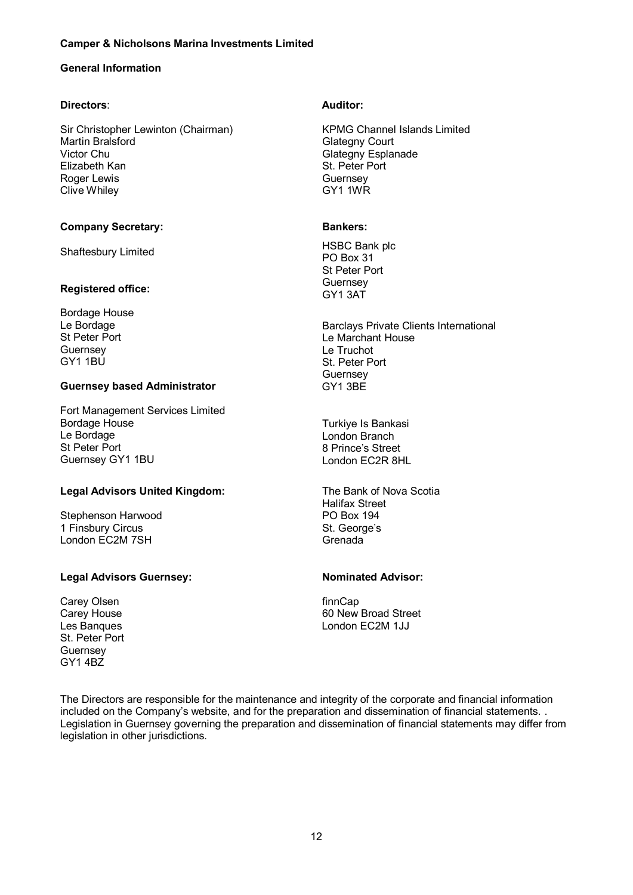**Camper & Nicholsons Marina Investments Limited**

## General Information

**Directors**:

Sir Christopher Lewinton (Chairman)
Martin Bralsford
Victor Chu
Elizabeth Kan
Roger Lewis
Clive Whiley

**Company Secretary:**

Shaftesbury Limited

**Registered office:**

Bordage House
Le Bordage
St Peter Port
Guernsey
GY1 1BU

**Guernsey based Administrator**

Fort Management Services Limited
Bordage House
Le Bordage
St Peter Port
Guernsey GY1 1BU

**Legal Advisors United Kingdom:**

Stephenson Harwood
1 Finsbury Circus
London EC2M 7SH

**Legal Advisors Guernsey:**

Carey Olsen
Carey House
Les Banques
St. Peter Port
Guernsey
GY1 4BZ

**Auditor:**

KPMG Channel Islands Limited
Glategny Court
Glategny Esplanade
St. Peter Port
Guernsey
GY1 1WR

**Bankers:**

HSBC Bank plc
PO Box 31
St Peter Port
Guernsey
GY1 3AT

Barclays Private Clients International
Le Marchant House
Le Truchot
St. Peter Port
Guernsey
GY1 3BE

Turkiye Is Bankasi
London Branch
8 Prince's Street
London EC2R 8HL

The Bank of Nova Scotia
Halifax Street
PO Box 194
St. George's
Grenada

**Nominated Advisor:**

finnCap
60 New Broad Street
London EC2M 1JJ

The Directors are responsible for the maintenance and integrity of the corporate and financial information included on the Company's website, and for the preparation and dissemination of financial statements. . Legislation in Guernsey governing the preparation and dissemination of financial statements may differ from legislation in other jurisdictions.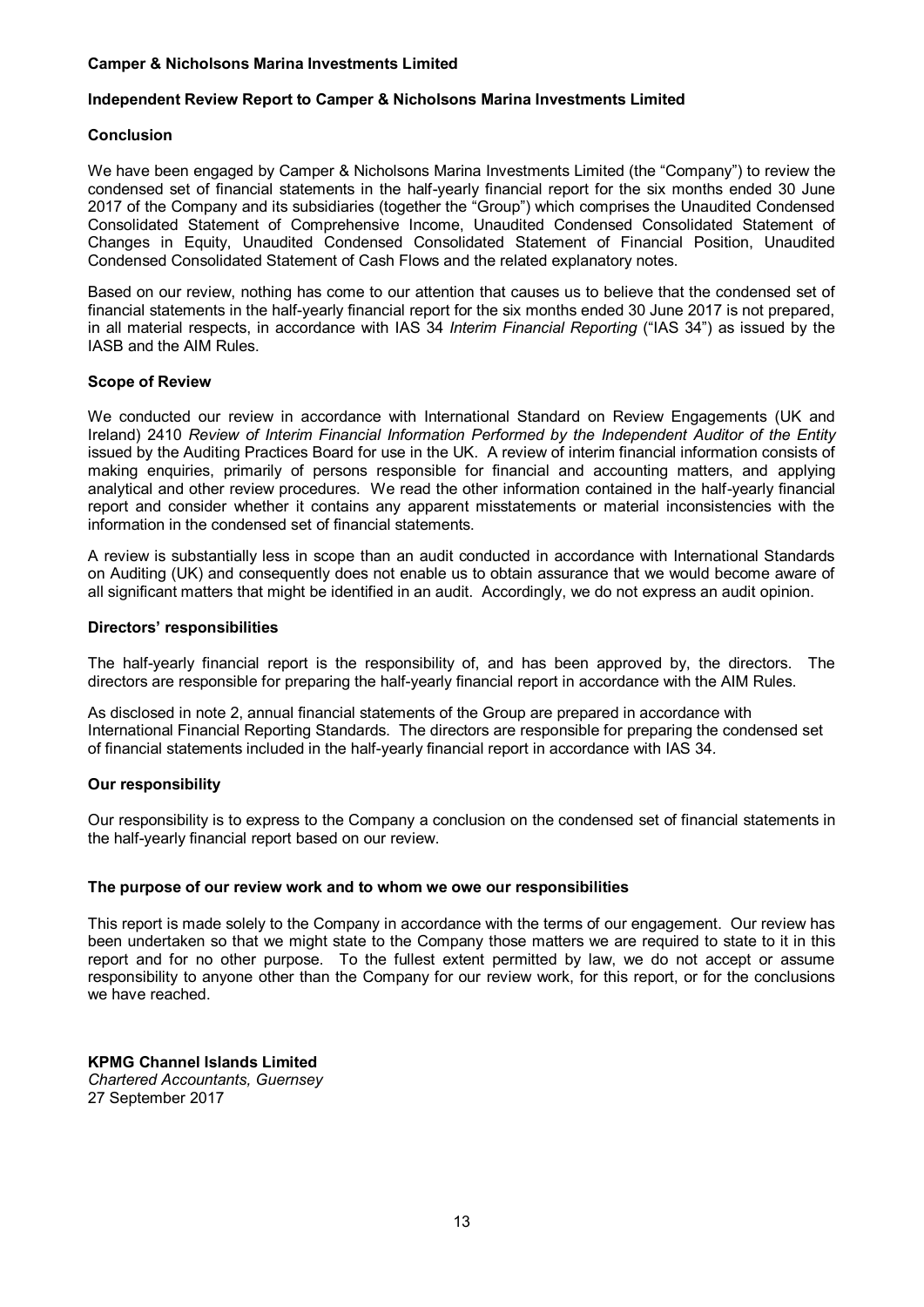**Camper & Nicholsons Marina Investments Limited**

## Independent Review Report to Camper & Nicholsons Marina Investments Limited

### Conclusion

We have been engaged by Camper & Nicholsons Marina Investments Limited (the "Company") to review the condensed set of financial statements in the half-yearly financial report for the six months ended 30 June 2017 of the Company and its subsidiaries (together the "Group") which comprises the Unaudited Condensed Consolidated Statement of Comprehensive Income, Unaudited Condensed Consolidated Statement of Changes in Equity, Unaudited Condensed Consolidated Statement of Financial Position, Unaudited Condensed Consolidated Statement of Cash Flows and the related explanatory notes.

Based on our review, nothing has come to our attention that causes us to believe that the condensed set of financial statements in the half-yearly financial report for the six months ended 30 June 2017 is not prepared, in all material respects, in accordance with IAS 34 *Interim Financial Reporting* ("IAS 34") as issued by the IASB and the AIM Rules.

### Scope of Review

We conducted our review in accordance with International Standard on Review Engagements (UK and Ireland) 2410 *Review of Interim Financial Information Performed by the Independent Auditor of the Entity* issued by the Auditing Practices Board for use in the UK. A review of interim financial information consists of making enquiries, primarily of persons responsible for financial and accounting matters, and applying analytical and other review procedures. We read the other information contained in the half-yearly financial report and consider whether it contains any apparent misstatements or material inconsistencies with the information in the condensed set of financial statements.

A review is substantially less in scope than an audit conducted in accordance with International Standards on Auditing (UK) and consequently does not enable us to obtain assurance that we would become aware of all significant matters that might be identified in an audit. Accordingly, we do not express an audit opinion.

### Directors' responsibilities

The half-yearly financial report is the responsibility of, and has been approved by, the directors. The directors are responsible for preparing the half-yearly financial report in accordance with the AIM Rules.

As disclosed in note 2, annual financial statements of the Group are prepared in accordance with International Financial Reporting Standards. The directors are responsible for preparing the condensed set of financial statements included in the half-yearly financial report in accordance with IAS 34.

### Our responsibility

Our responsibility is to express to the Company a conclusion on the condensed set of financial statements in the half-yearly financial report based on our review.

### The purpose of our review work and to whom we owe our responsibilities

This report is made solely to the Company in accordance with the terms of our engagement. Our review has been undertaken so that we might state to the Company those matters we are required to state to it in this report and for no other purpose. To the fullest extent permitted by law, we do not accept or assume responsibility to anyone other than the Company for our review work, for this report, or for the conclusions we have reached.

**KPMG Channel Islands Limited**
*Chartered Accountants, Guernsey*
27 September 2017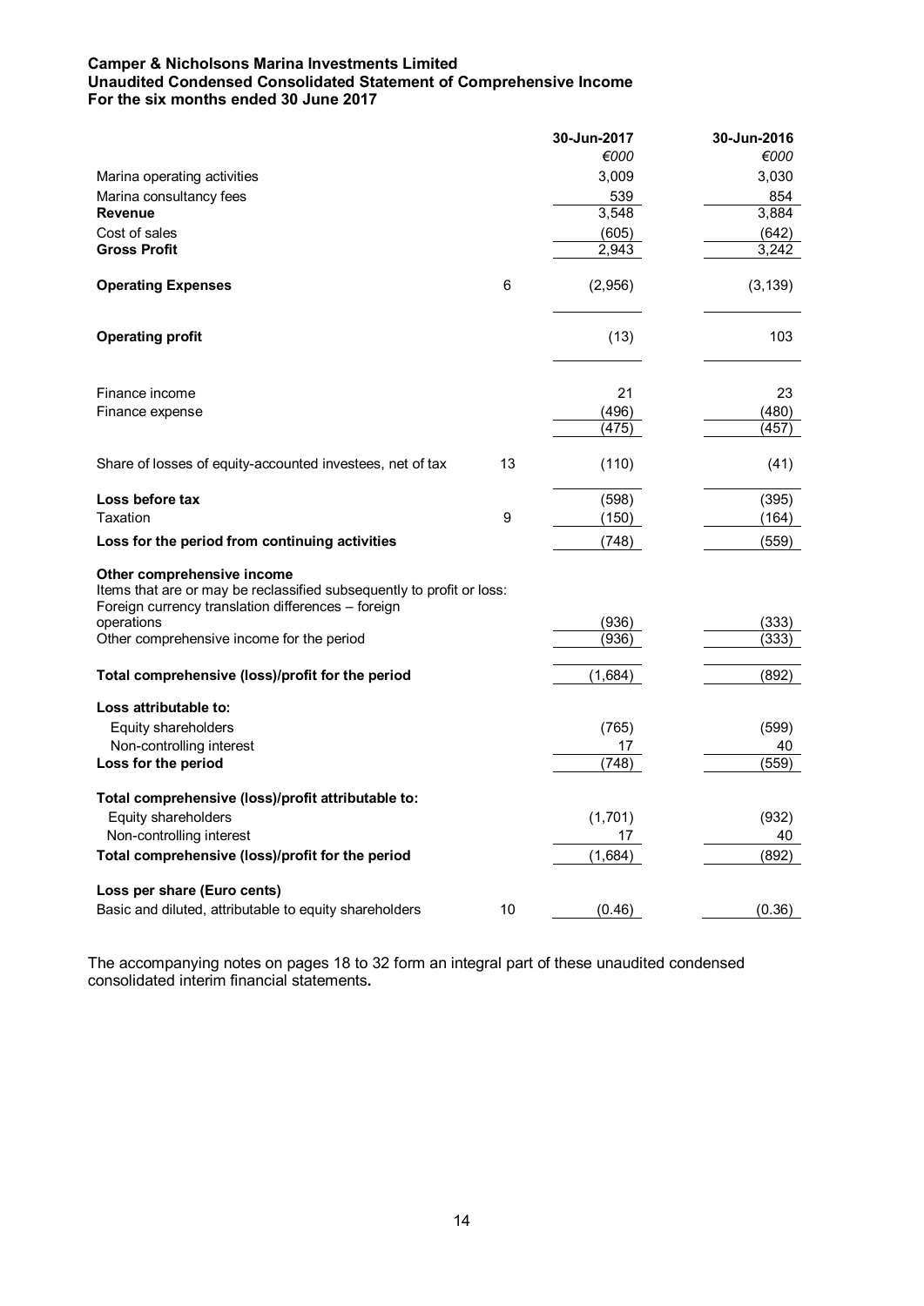**Camper & Nicholsons Marina Investments Limited**
**Unaudited Condensed Consolidated Statement of Comprehensive Income**
**For the six months ended 30 June 2017**

| | | 30-Jun-2017 | 30-Jun-2016 |
|---|---|---|---|
| | | *€000* | *€000* |
| Marina operating activities | | 3,009 | 3,030 |
| Marina consultancy fees | | 539 | 854 |
| **Revenue** | | 3,548 | 3,884 |
| Cost of sales | | (605) | (642) |
| **Gross Profit** | | 2,943 | 3,242 |
| **Operating Expenses** | 6 | (2,956) | (3,139) |
| **Operating profit** | | (13) | 103 |
| Finance income | | 21 | 23 |
| Finance expense | | (496) | (480) |
| | | (475) | (457) |
| Share of losses of equity-accounted investees, net of tax | 13 | (110) | (41) |
| **Loss before tax** | | (598) | (395) |
| Taxation | 9 | (150) | (164) |
| **Loss for the period from continuing activities** | | (748) | (559) |
| **Other comprehensive income** | | | |
| Items that are or may be reclassified subsequently to profit or loss: | | | |
| Foreign currency translation differences – foreign operations | | (936) | (333) |
| Other comprehensive income for the period | | (936) | (333) |
| **Total comprehensive (loss)/profit for the period** | | (1,684) | (892) |
| **Loss attributable to:** | | | |
| Equity shareholders | | (765) | (599) |
| Non-controlling interest | | 17 | 40 |
| **Loss for the period** | | (748) | (559) |
| **Total comprehensive (loss)/profit attributable to:** | | | |
| Equity shareholders | | (1,701) | (932) |
| Non-controlling interest | | 17 | 40 |
| **Total comprehensive (loss)/profit for the period** | | (1,684) | (892) |
| **Loss per share (Euro cents)** | | | |
| Basic and diluted, attributable to equity shareholders | 10 | (0.46) | (0.36) |

The accompanying notes on pages 18 to 32 form an integral part of these unaudited condensed consolidated interim financial statements**.**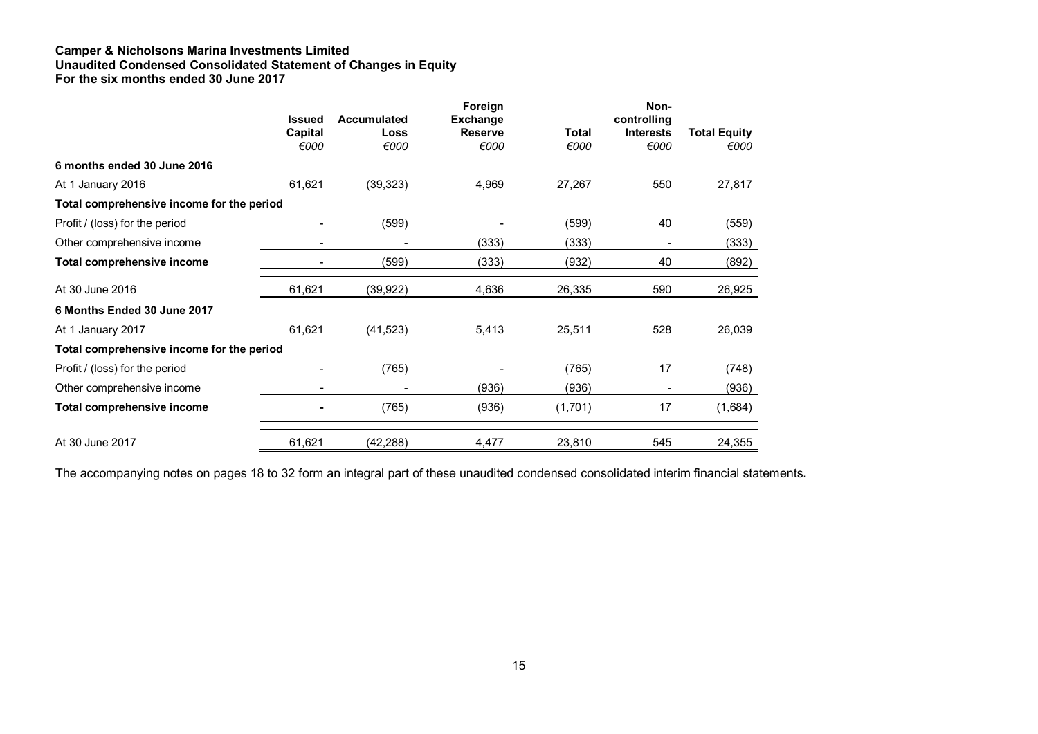**Camper & Nicholsons Marina Investments Limited**
**Unaudited Condensed Consolidated Statement of Changes in Equity**
**For the six months ended 30 June 2017**

| | Issued Capital €000 | Accumulated Loss €000 | Foreign Exchange Reserve €000 | Total €000 | Non-controlling Interests €000 | Total Equity €000 |
|---|---|---|---|---|---|---|
| **6 months ended 30 June 2016** | | | | | | |
| At 1 January 2016 | 61,621 | (39,323) | 4,969 | 27,267 | 550 | 27,817 |
| **Total comprehensive income for the period** | | | | | | |
| Profit / (loss) for the period | - | (599) | - | (599) | 40 | (559) |
| Other comprehensive income | - | - | (333) | (333) | - | (333) |
| **Total comprehensive income** | - | (599) | (333) | (932) | 40 | (892) |
| At 30 June 2016 | 61,621 | (39,922) | 4,636 | 26,335 | 590 | 26,925 |
| **6 Months Ended 30 June 2017** | | | | | | |
| At 1 January 2017 | 61,621 | (41,523) | 5,413 | 25,511 | 528 | 26,039 |
| **Total comprehensive income for the period** | | | | | | |
| Profit / (loss) for the period | - | (765) | - | (765) | 17 | (748) |
| Other comprehensive income | - | - | (936) | (936) | - | (936) |
| **Total comprehensive income** | - | (765) | (936) | (1,701) | 17 | (1,684) |
| At 30 June 2017 | 61,621 | (42,288) | 4,477 | 23,810 | 545 | 24,355 |

The accompanying notes on pages 18 to 32 form an integral part of these unaudited condensed consolidated interim financial statements.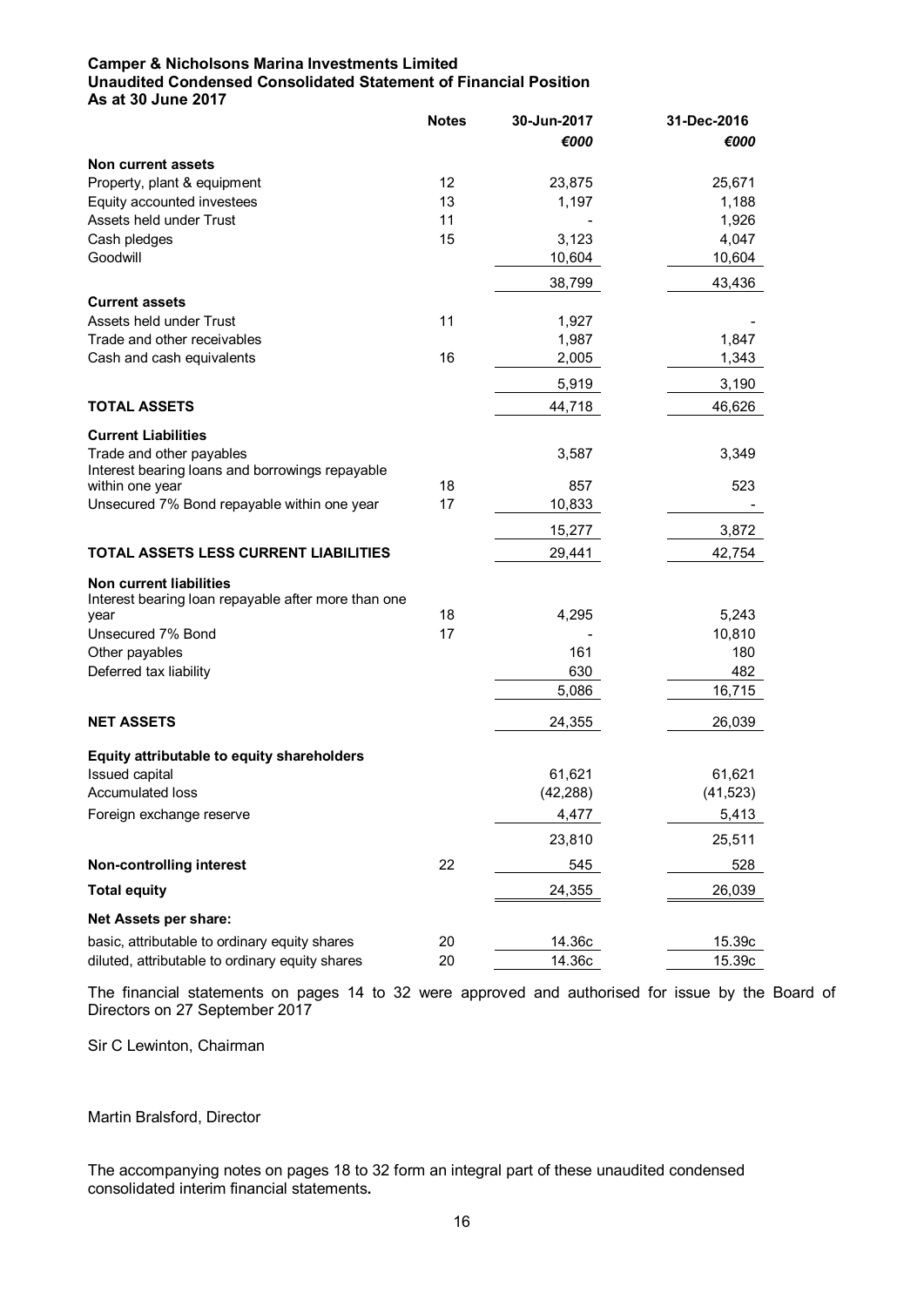**Camper & Nicholsons Marina Investments Limited**
**Unaudited Condensed Consolidated Statement of Financial Position**
**As at 30 June 2017**

| | Notes | 30-Jun-2017 | 31-Dec-2016 |
|---|---|---|---|
| | | *€000* | *€000* |
| **Non current assets** | | | |
| Property, plant & equipment | 12 | 23,875 | 25,671 |
| Equity accounted investees | 13 | 1,197 | 1,188 |
| Assets held under Trust | 11 | - | 1,926 |
| Cash pledges | 15 | 3,123 | 4,047 |
| Goodwill | | 10,604 | 10,604 |
| | | 38,799 | 43,436 |
| **Current assets** | | | |
| Assets held under Trust | 11 | 1,927 | - |
| Trade and other receivables | | 1,987 | 1,847 |
| Cash and cash equivalents | 16 | 2,005 | 1,343 |
| | | 5,919 | 3,190 |
| **TOTAL ASSETS** | | 44,718 | 46,626 |
| **Current Liabilities** | | | |
| Trade and other payables | | 3,587 | 3,349 |
| Interest bearing loans and borrowings repayable within one year | 18 | 857 | 523 |
| Unsecured 7% Bond repayable within one year | 17 | 10,833 | - |
| | | 15,277 | 3,872 |
| **TOTAL ASSETS LESS CURRENT LIABILITIES** | | 29,441 | 42,754 |
| **Non current liabilities** | | | |
| Interest bearing loan repayable after more than one year | 18 | 4,295 | 5,243 |
| Unsecured 7% Bond | 17 | - | 10,810 |
| Other payables | | 161 | 180 |
| Deferred tax liability | | 630 | 482 |
| | | 5,086 | 16,715 |
| **NET ASSETS** | | 24,355 | 26,039 |
| **Equity attributable to equity shareholders** | | | |
| Issued capital | | 61,621 | 61,621 |
| Accumulated loss | | (42,288) | (41,523) |
| Foreign exchange reserve | | 4,477 | 5,413 |
| | | 23,810 | 25,511 |
| **Non-controlling interest** | 22 | 545 | 528 |
| **Total equity** | | 24,355 | 26,039 |
| **Net Assets per share:** | | | |
| basic, attributable to ordinary equity shares | 20 | 14.36c | 15.39c |
| diluted, attributable to ordinary equity shares | 20 | 14.36c | 15.39c |

The financial statements on pages 14 to 32 were approved and authorised for issue by the Board of Directors on 27 September 2017

Sir C Lewinton, Chairman

Martin Bralsford, Director

The accompanying notes on pages 18 to 32 form an integral part of these unaudited condensed consolidated interim financial statements**.**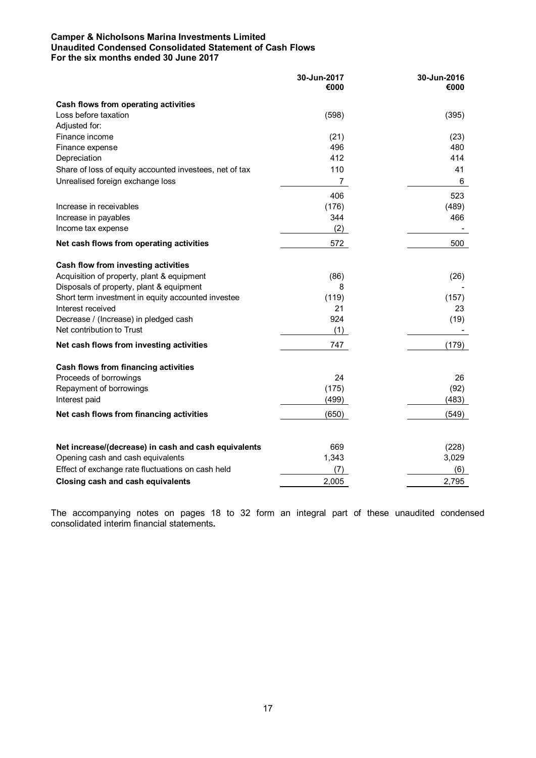**Camper & Nicholsons Marina Investments Limited**
**Unaudited Condensed Consolidated Statement of Cash Flows**
**For the six months ended 30 June 2017**

| | 30-Jun-2017 €000 | 30-Jun-2016 €000 |
|---|---|---|
| **Cash flows from operating activities** | | |
| Loss before taxation | (598) | (395) |
| Adjusted for: | | |
| Finance income | (21) | (23) |
| Finance expense | 496 | 480 |
| Depreciation | 412 | 414 |
| Share of loss of equity accounted investees, net of tax | 110 | 41 |
| Unrealised foreign exchange loss | 7 | 6 |
| | 406 | 523 |
| Increase in receivables | (176) | (489) |
| Increase in payables | 344 | 466 |
| Income tax expense | (2) | - |
| **Net cash flows from operating activities** | 572 | 500 |
| **Cash flow from investing activities** | | |
| Acquisition of property, plant & equipment | (86) | (26) |
| Disposals of property, plant & equipment | 8 | - |
| Short term investment in equity accounted investee | (119) | (157) |
| Interest received | 21 | 23 |
| Decrease / (Increase) in pledged cash | 924 | (19) |
| Net contribution to Trust | (1) | - |
| **Net cash flows from investing activities** | 747 | (179) |
| **Cash flows from financing activities** | | |
| Proceeds of borrowings | 24 | 26 |
| Repayment of borrowings | (175) | (92) |
| Interest paid | (499) | (483) |
| **Net cash flows from financing activities** | (650) | (549) |
| **Net increase/(decrease) in cash and cash equivalents** | 669 | (228) |
| Opening cash and cash equivalents | 1,343 | 3,029 |
| Effect of exchange rate fluctuations on cash held | (7) | (6) |
| **Closing cash and cash equivalents** | 2,005 | 2,795 |

The accompanying notes on pages 18 to 32 form an integral part of these unaudited condensed consolidated interim financial statements**.**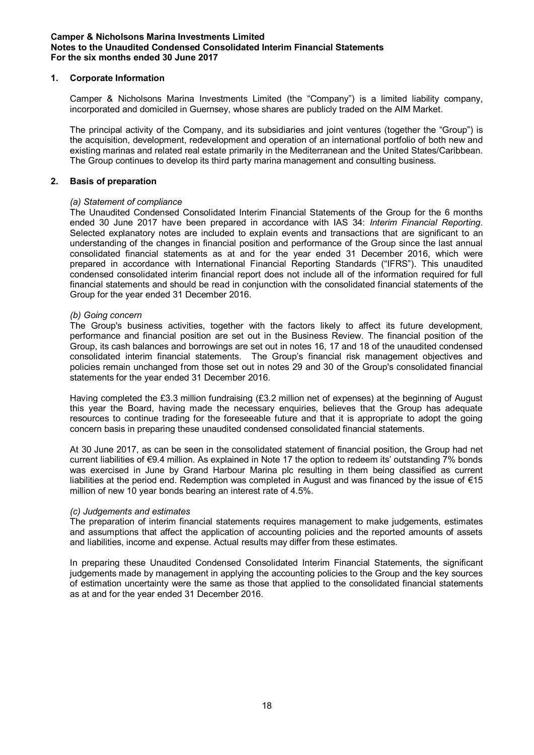## 1. Corporate Information

Camper & Nicholsons Marina Investments Limited (the "Company") is a limited liability company, incorporated and domiciled in Guernsey, whose shares are publicly traded on the AIM Market.

The principal activity of the Company, and its subsidiaries and joint ventures (together the "Group") is the acquisition, development, redevelopment and operation of an international portfolio of both new and existing marinas and related real estate primarily in the Mediterranean and the United States/Caribbean. The Group continues to develop its third party marina management and consulting business.

## 2. Basis of preparation

*(a) Statement of compliance*

The Unaudited Condensed Consolidated Interim Financial Statements of the Group for the 6 months ended 30 June 2017 have been prepared in accordance with IAS 34: *Interim Financial Reporting*. Selected explanatory notes are included to explain events and transactions that are significant to an understanding of the changes in financial position and performance of the Group since the last annual consolidated financial statements as at and for the year ended 31 December 2016, which were prepared in accordance with International Financial Reporting Standards ("IFRS"). This unaudited condensed consolidated interim financial report does not include all of the information required for full financial statements and should be read in conjunction with the consolidated financial statements of the Group for the year ended 31 December 2016.

*(b) Going concern*

The Group's business activities, together with the factors likely to affect its future development, performance and financial position are set out in the Business Review. The financial position of the Group, its cash balances and borrowings are set out in notes 16, 17 and 18 of the unaudited condensed consolidated interim financial statements. The Group's financial risk management objectives and policies remain unchanged from those set out in notes 29 and 30 of the Group's consolidated financial statements for the year ended 31 December 2016.

Having completed the £3.3 million fundraising (£3.2 million net of expenses) at the beginning of August this year the Board, having made the necessary enquiries, believes that the Group has adequate resources to continue trading for the foreseeable future and that it is appropriate to adopt the going concern basis in preparing these unaudited condensed consolidated financial statements.

At 30 June 2017, as can be seen in the consolidated statement of financial position, the Group had net current liabilities of €9.4 million. As explained in Note 17 the option to redeem its' outstanding 7% bonds was exercised in June by Grand Harbour Marina plc resulting in them being classified as current liabilities at the period end. Redemption was completed in August and was financed by the issue of €15 million of new 10 year bonds bearing an interest rate of 4.5%.

*(c) Judgements and estimates*

The preparation of interim financial statements requires management to make judgements, estimates and assumptions that affect the application of accounting policies and the reported amounts of assets and liabilities, income and expense. Actual results may differ from these estimates.

In preparing these Unaudited Condensed Consolidated Interim Financial Statements, the significant judgements made by management in applying the accounting policies to the Group and the key sources of estimation uncertainty were the same as those that applied to the consolidated financial statements as at and for the year ended 31 December 2016.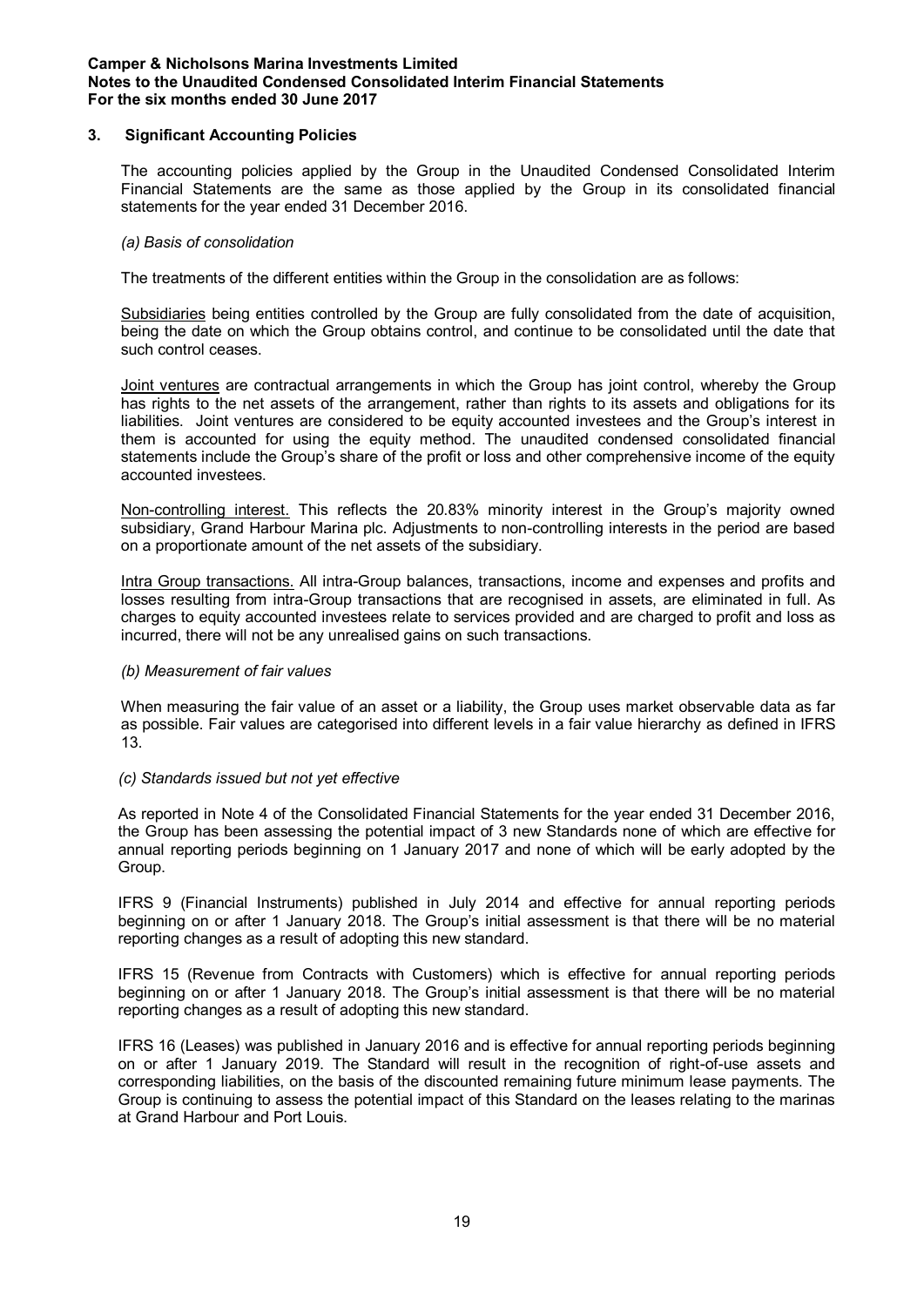## 3. Significant Accounting Policies

The accounting policies applied by the Group in the Unaudited Condensed Consolidated Interim Financial Statements are the same as those applied by the Group in its consolidated financial statements for the year ended 31 December 2016.

*(a) Basis of consolidation*

The treatments of the different entities within the Group in the consolidation are as follows:

Subsidiaries being entities controlled by the Group are fully consolidated from the date of acquisition, being the date on which the Group obtains control, and continue to be consolidated until the date that such control ceases.

Joint ventures are contractual arrangements in which the Group has joint control, whereby the Group has rights to the net assets of the arrangement, rather than rights to its assets and obligations for its liabilities. Joint ventures are considered to be equity accounted investees and the Group's interest in them is accounted for using the equity method. The unaudited condensed consolidated financial statements include the Group's share of the profit or loss and other comprehensive income of the equity accounted investees.

Non-controlling interest. This reflects the 20.83% minority interest in the Group's majority owned subsidiary, Grand Harbour Marina plc. Adjustments to non-controlling interests in the period are based on a proportionate amount of the net assets of the subsidiary.

Intra Group transactions. All intra-Group balances, transactions, income and expenses and profits and losses resulting from intra-Group transactions that are recognised in assets, are eliminated in full. As charges to equity accounted investees relate to services provided and are charged to profit and loss as incurred, there will not be any unrealised gains on such transactions.

*(b) Measurement of fair values*

When measuring the fair value of an asset or a liability, the Group uses market observable data as far as possible. Fair values are categorised into different levels in a fair value hierarchy as defined in IFRS 13.

*(c) Standards issued but not yet effective*

As reported in Note 4 of the Consolidated Financial Statements for the year ended 31 December 2016, the Group has been assessing the potential impact of 3 new Standards none of which are effective for annual reporting periods beginning on 1 January 2017 and none of which will be early adopted by the Group.

IFRS 9 (Financial Instruments) published in July 2014 and effective for annual reporting periods beginning on or after 1 January 2018. The Group's initial assessment is that there will be no material reporting changes as a result of adopting this new standard.

IFRS 15 (Revenue from Contracts with Customers) which is effective for annual reporting periods beginning on or after 1 January 2018. The Group's initial assessment is that there will be no material reporting changes as a result of adopting this new standard.

IFRS 16 (Leases) was published in January 2016 and is effective for annual reporting periods beginning on or after 1 January 2019. The Standard will result in the recognition of right-of-use assets and corresponding liabilities, on the basis of the discounted remaining future minimum lease payments. The Group is continuing to assess the potential impact of this Standard on the leases relating to the marinas at Grand Harbour and Port Louis.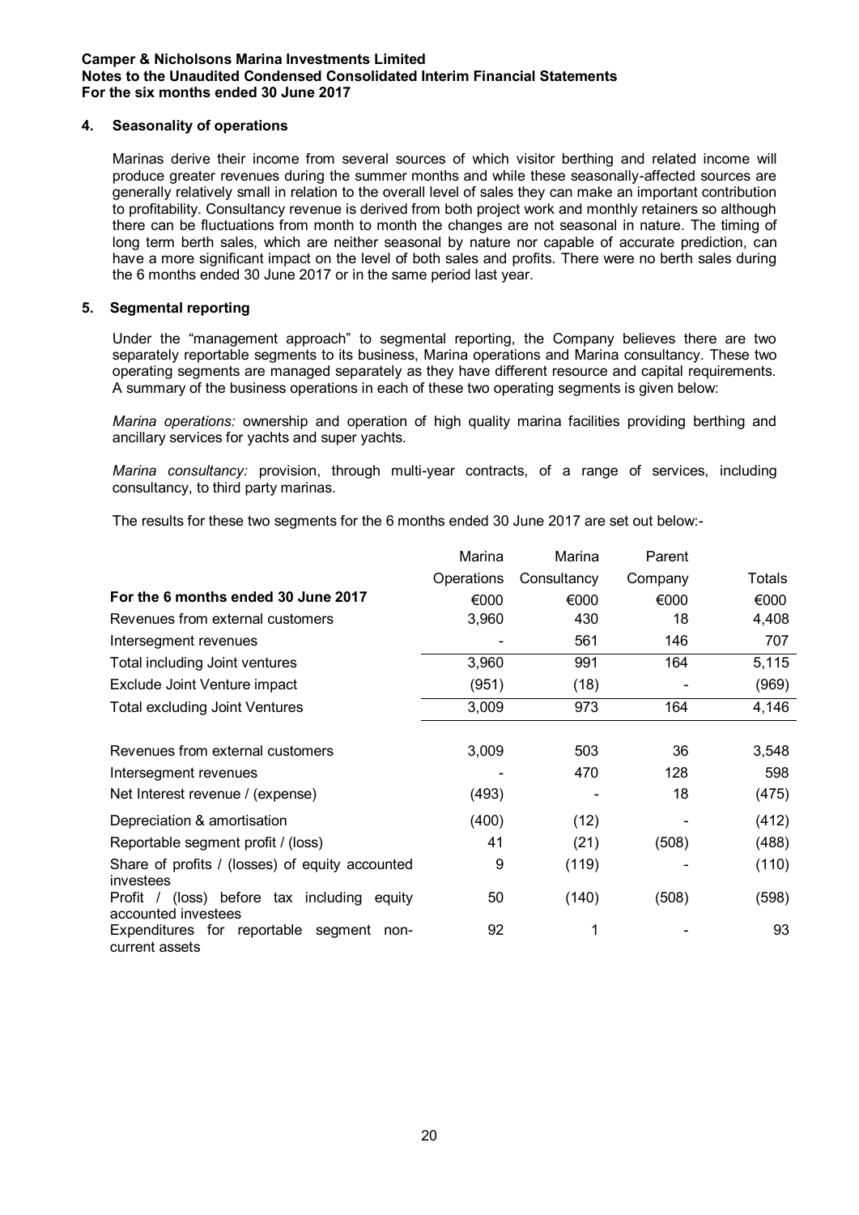## 4. Seasonality of operations

Marinas derive their income from several sources of which visitor berthing and related income will produce greater revenues during the summer months and while these seasonally-affected sources are generally relatively small in relation to the overall level of sales they can make an important contribution to profitability. Consultancy revenue is derived from both project work and monthly retainers so although there can be fluctuations from month to month the changes are not seasonal in nature. The timing of long term berth sales, which are neither seasonal by nature nor capable of accurate prediction, can have a more significant impact on the level of both sales and profits. There were no berth sales during the 6 months ended 30 June 2017 or in the same period last year.

## 5. Segmental reporting

Under the "management approach" to segmental reporting, the Company believes there are two separately reportable segments to its business, Marina operations and Marina consultancy. These two operating segments are managed separately as they have different resource and capital requirements. A summary of the business operations in each of these two operating segments is given below:

*Marina operations:* ownership and operation of high quality marina facilities providing berthing and ancillary services for yachts and super yachts.

*Marina consultancy:* provision, through multi-year contracts, of a range of services, including consultancy, to third party marinas.

The results for these two segments for the 6 months ended 30 June 2017 are set out below:-

| | Marina Operations | Marina Consultancy | Parent Company | Totals |
|---|---|---|---|---|
| **For the 6 months ended 30 June 2017** | €000 | €000 | €000 | €000 |
| Revenues from external customers | 3,960 | 430 | 18 | 4,408 |
| Intersegment revenues | - | 561 | 146 | 707 |
| Total including Joint ventures | 3,960 | 991 | 164 | 5,115 |
| Exclude Joint Venture impact | (951) | (18) | - | (969) |
| Total excluding Joint Ventures | 3,009 | 973 | 164 | 4,146 |
| | | | | |
| Revenues from external customers | 3,009 | 503 | 36 | 3,548 |
| Intersegment revenues | - | 470 | 128 | 598 |
| Net Interest revenue / (expense) | (493) | - | 18 | (475) |
| Depreciation & amortisation | (400) | (12) | - | (412) |
| Reportable segment profit / (loss) | 41 | (21) | (508) | (488) |
| Share of profits / (losses) of equity accounted investees | 9 | (119) | - | (110) |
| Profit / (loss) before tax including equity accounted investees | 50 | (140) | (508) | (598) |
| Expenditures for reportable segment non-current assets | 92 | 1 | - | 93 |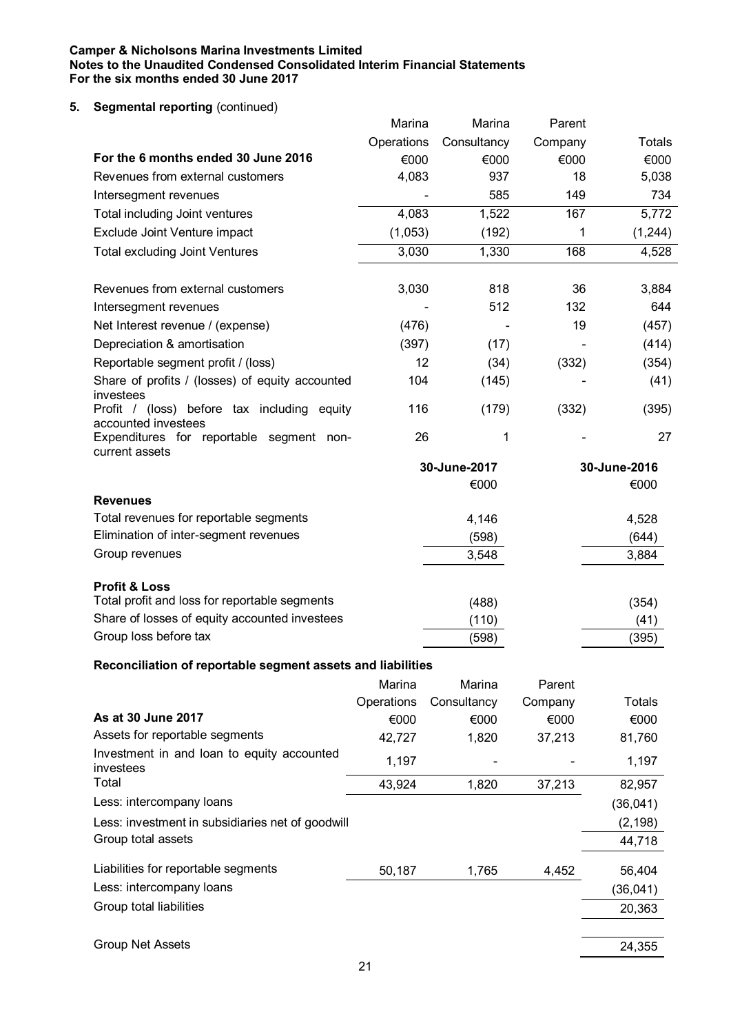## 5. Segmental reporting (continued)

| | Marina Operations | Marina Consultancy | Parent Company | Totals |
|---|---|---|---|---|
| **For the 6 months ended 30 June 2016** | €000 | €000 | €000 | €000 |
| Revenues from external customers | 4,083 | 937 | 18 | 5,038 |
| Intersegment revenues | - | 585 | 149 | 734 |
| Total including Joint ventures | 4,083 | 1,522 | 167 | 5,772 |
| Exclude Joint Venture impact | (1,053) | (192) | 1 | (1,244) |
| Total excluding Joint Ventures | 3,030 | 1,330 | 168 | 4,528 |
| | | | | |
| Revenues from external customers | 3,030 | 818 | 36 | 3,884 |
| Intersegment revenues | - | 512 | 132 | 644 |
| Net Interest revenue / (expense) | (476) | - | 19 | (457) |
| Depreciation & amortisation | (397) | (17) | - | (414) |
| Reportable segment profit / (loss) | 12 | (34) | (332) | (354) |
| Share of profits / (losses) of equity accounted investees | 104 | (145) | - | (41) |
| Profit / (loss) before tax including equity accounted investees | 116 | (179) | (332) | (395) |
| Expenditures for reportable segment non-current assets | 26 | 1 | - | 27 |

| | 30-June-2017 | 30-June-2016 |
|---|---|---|
| | €000 | €000 |
| **Revenues** | | |
| Total revenues for reportable segments | 4,146 | 4,528 |
| Elimination of inter-segment revenues | (598) | (644) |
| Group revenues | 3,548 | 3,884 |
| | | |
| **Profit & Loss** | | |
| Total profit and loss for reportable segments | (488) | (354) |
| Share of losses of equity accounted investees | (110) | (41) |
| Group loss before tax | (598) | (395) |

### Reconciliation of reportable segment assets and liabilities

| | Marina Operations | Marina Consultancy | Parent Company | Totals |
|---|---|---|---|---|
| **As at 30 June 2017** | €000 | €000 | €000 | €000 |
| Assets for reportable segments | 42,727 | 1,820 | 37,213 | 81,760 |
| Investment in and loan to equity accounted investees | 1,197 | - | - | 1,197 |
| Total | 43,924 | 1,820 | 37,213 | 82,957 |
| Less: intercompany loans | | | | (36,041) |
| Less: investment in subsidiaries net of goodwill | | | | (2,198) |
| Group total assets | | | | 44,718 |
| | | | | |
| Liabilities for reportable segments | 50,187 | 1,765 | 4,452 | 56,404 |
| Less: intercompany loans | | | | (36,041) |
| Group total liabilities | | | | 20,363 |
| | | | | |
| Group Net Assets | | | | 24,355 |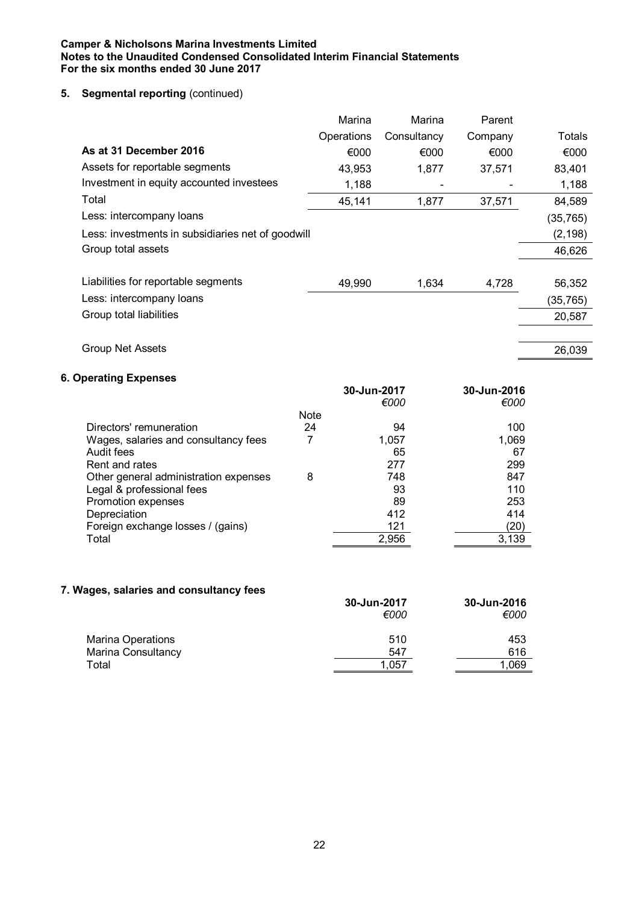## 5. Segmental reporting (continued)

| | Marina Operations | Marina Consultancy | Parent Company | Totals |
|---|---|---|---|---|
| **As at 31 December 2016** | €000 | €000 | €000 | €000 |
| Assets for reportable segments | 43,953 | 1,877 | 37,571 | 83,401 |
| Investment in equity accounted investees | 1,188 | - | - | 1,188 |
| Total | 45,141 | 1,877 | 37,571 | 84,589 |
| Less: intercompany loans | | | | (35,765) |
| Less: investments in subsidiaries net of goodwill | | | | (2,198) |
| Group total assets | | | | 46,626 |
| | | | | |
| Liabilities for reportable segments | 49,990 | 1,634 | 4,728 | 56,352 |
| Less: intercompany loans | | | | (35,765) |
| Group total liabilities | | | | 20,587 |
| | | | | |
| Group Net Assets | | | | 26,039 |

## 6. Operating Expenses

| | Note | 30-Jun-2017 *€000* | 30-Jun-2016 *€000* |
|---|---|---|---|
| Directors' remuneration | 24 | 94 | 100 |
| Wages, salaries and consultancy fees | 7 | 1,057 | 1,069 |
| Audit fees | | 65 | 67 |
| Rent and rates | | 277 | 299 |
| Other general administration expenses | 8 | 748 | 847 |
| Legal & professional fees | | 93 | 110 |
| Promotion expenses | | 89 | 253 |
| Depreciation | | 412 | 414 |
| Foreign exchange losses / (gains) | | 121 | (20) |
| Total | | 2,956 | 3,139 |

## 7. Wages, salaries and consultancy fees

| | 30-Jun-2017 *€000* | 30-Jun-2016 *€000* |
|---|---|---|
| Marina Operations | 510 | 453 |
| Marina Consultancy | 547 | 616 |
| Total | 1,057 | 1,069 |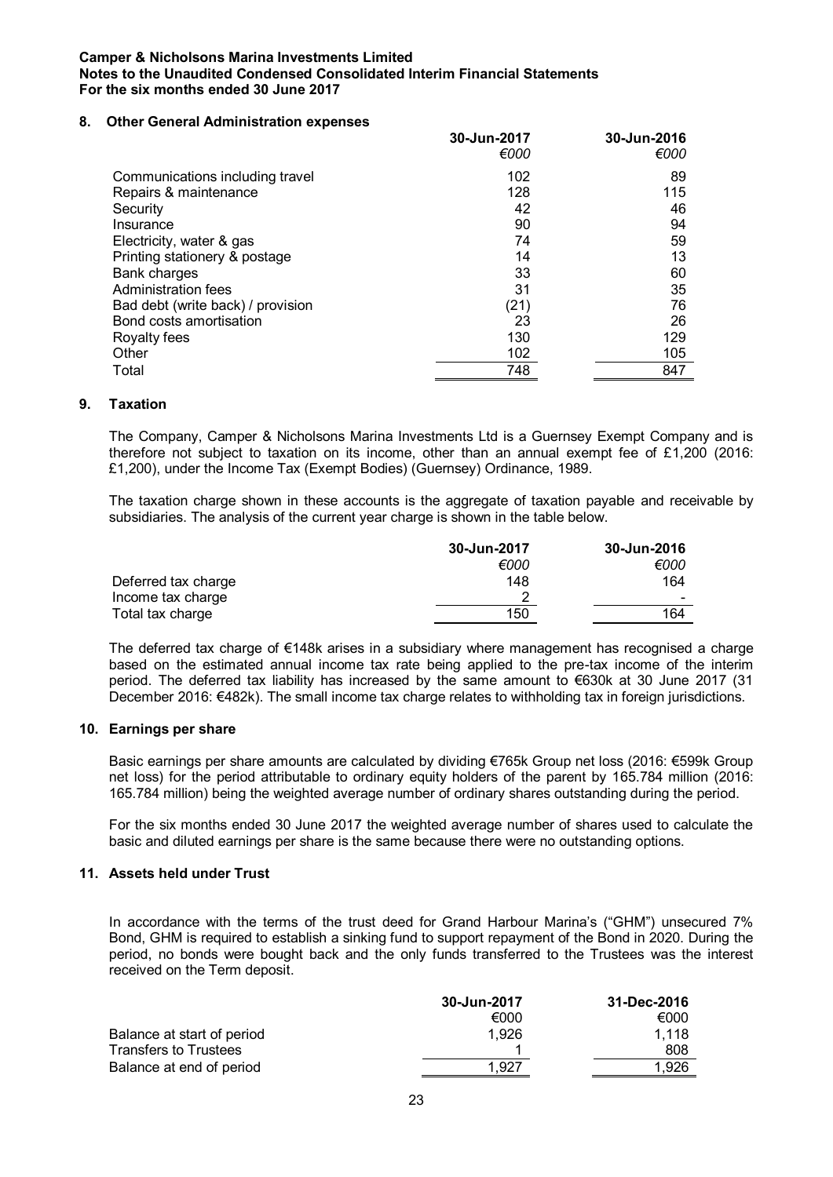**Camper & Nicholsons Marina Investments Limited**
**Notes to the Unaudited Condensed Consolidated Interim Financial Statements**
**For the six months ended 30 June 2017**

## 8. Other General Administration expenses

| | 30-Jun-2017 | 30-Jun-2016 |
|---|---|---|
| | *€000* | *€000* |
| Communications including travel | 102 | 89 |
| Repairs & maintenance | 128 | 115 |
| Security | 42 | 46 |
| Insurance | 90 | 94 |
| Electricity, water & gas | 74 | 59 |
| Printing stationery & postage | 14 | 13 |
| Bank charges | 33 | 60 |
| Administration fees | 31 | 35 |
| Bad debt (write back) / provision | (21) | 76 |
| Bond costs amortisation | 23 | 26 |
| Royalty fees | 130 | 129 |
| Other | 102 | 105 |
| Total | 748 | 847 |

## 9. Taxation

The Company, Camper & Nicholsons Marina Investments Ltd is a Guernsey Exempt Company and is therefore not subject to taxation on its income, other than an annual exempt fee of £1,200 (2016: £1,200), under the Income Tax (Exempt Bodies) (Guernsey) Ordinance, 1989.

The taxation charge shown in these accounts is the aggregate of taxation payable and receivable by subsidiaries. The analysis of the current year charge is shown in the table below.

| | 30-Jun-2017 | 30-Jun-2016 |
|---|---|---|
| | *€000* | *€000* |
| Deferred tax charge | 148 | 164 |
| Income tax charge | 2 | - |
| Total tax charge | 150 | 164 |

The deferred tax charge of €148k arises in a subsidiary where management has recognised a charge based on the estimated annual income tax rate being applied to the pre-tax income of the interim period. The deferred tax liability has increased by the same amount to €630k at 30 June 2017 (31 December 2016: €482k). The small income tax charge relates to withholding tax in foreign jurisdictions.

## 10. Earnings per share

Basic earnings per share amounts are calculated by dividing €765k Group net loss (2016: €599k Group net loss) for the period attributable to ordinary equity holders of the parent by 165.784 million (2016: 165.784 million) being the weighted average number of ordinary shares outstanding during the period.

For the six months ended 30 June 2017 the weighted average number of shares used to calculate the basic and diluted earnings per share is the same because there were no outstanding options.

## 11. Assets held under Trust

In accordance with the terms of the trust deed for Grand Harbour Marina's ("GHM") unsecured 7% Bond, GHM is required to establish a sinking fund to support repayment of the Bond in 2020. During the period, no bonds were bought back and the only funds transferred to the Trustees was the interest received on the Term deposit.

| | 30-Jun-2017 | 31-Dec-2016 |
|---|---|---|
| | €000 | €000 |
| Balance at start of period | 1,926 | 1,118 |
| Transfers to Trustees | 1 | 808 |
| Balance at end of period | 1,927 | 1,926 |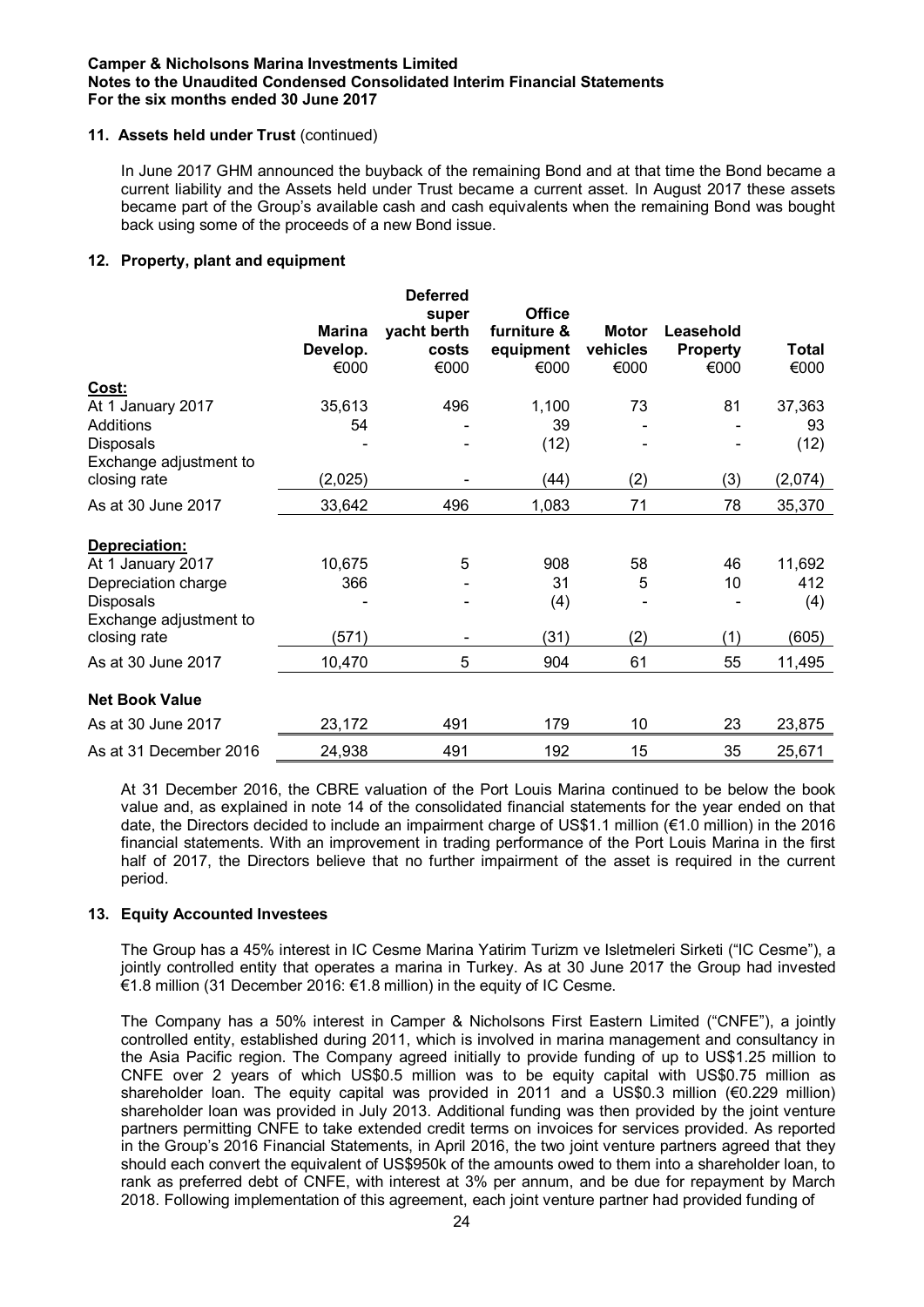### 11. Assets held under Trust (continued)

In June 2017 GHM announced the buyback of the remaining Bond and at that time the Bond became a current liability and the Assets held under Trust became a current asset. In August 2017 these assets became part of the Group's available cash and cash equivalents when the remaining Bond was bought back using some of the proceeds of a new Bond issue.

### 12. Property, plant and equipment

| | Marina Develop. €000 | Deferred super yacht berth costs €000 | Office furniture & equipment €000 | Motor vehicles €000 | Leasehold Property €000 | Total €000 |
|---|---|---|---|---|---|---|
| **Cost:** | | | | | | |
| At 1 January 2017 | 35,613 | 496 | 1,100 | 73 | 81 | 37,363 |
| Additions | 54 | - | 39 | - | - | 93 |
| Disposals | - | - | (12) | - | - | (12) |
| Exchange adjustment to closing rate | (2,025) | - | (44) | (2) | (3) | (2,074) |
| As at 30 June 2017 | 33,642 | 496 | 1,083 | 71 | 78 | 35,370 |
| **Depreciation:** | | | | | | |
| At 1 January 2017 | 10,675 | 5 | 908 | 58 | 46 | 11,692 |
| Depreciation charge | 366 | - | 31 | 5 | 10 | 412 |
| Disposals | - | - | (4) | - | - | (4) |
| Exchange adjustment to closing rate | (571) | - | (31) | (2) | (1) | (605) |
| As at 30 June 2017 | 10,470 | 5 | 904 | 61 | 55 | 11,495 |
| **Net Book Value** | | | | | | |
| As at 30 June 2017 | 23,172 | 491 | 179 | 10 | 23 | 23,875 |
| As at 31 December 2016 | 24,938 | 491 | 192 | 15 | 35 | 25,671 |

At 31 December 2016, the CBRE valuation of the Port Louis Marina continued to be below the book value and, as explained in note 14 of the consolidated financial statements for the year ended on that date, the Directors decided to include an impairment charge of US$1.1 million (€1.0 million) in the 2016 financial statements. With an improvement in trading performance of the Port Louis Marina in the first half of 2017, the Directors believe that no further impairment of the asset is required in the current period.

### 13. Equity Accounted Investees

The Group has a 45% interest in IC Cesme Marina Yatirim Turizm ve Isletmeleri Sirketi ("IC Cesme"), a jointly controlled entity that operates a marina in Turkey. As at 30 June 2017 the Group had invested €1.8 million (31 December 2016: €1.8 million) in the equity of IC Cesme.

The Company has a 50% interest in Camper & Nicholsons First Eastern Limited ("CNFE"), a jointly controlled entity, established during 2011, which is involved in marina management and consultancy in the Asia Pacific region. The Company agreed initially to provide funding of up to US$1.25 million to CNFE over 2 years of which US$0.5 million was to be equity capital with US$0.75 million as shareholder loan. The equity capital was provided in 2011 and a US$0.3 million (€0.229 million) shareholder loan was provided in July 2013. Additional funding was then provided by the joint venture partners permitting CNFE to take extended credit terms on invoices for services provided. As reported in the Group's 2016 Financial Statements, in April 2016, the two joint venture partners agreed that they should each convert the equivalent of US$950k of the amounts owed to them into a shareholder loan, to rank as preferred debt of CNFE, with interest at 3% per annum, and be due for repayment by March 2018. Following implementation of this agreement, each joint venture partner had provided funding of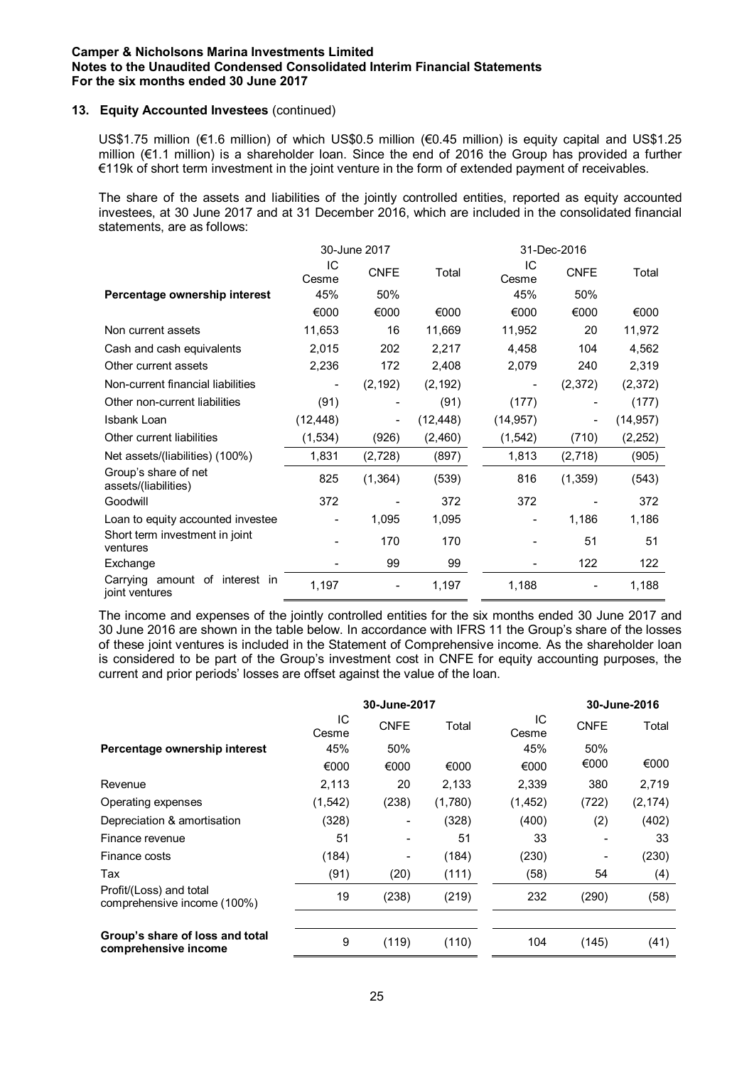## 13. Equity Accounted Investees (continued)

US$1.75 million (€1.6 million) of which US$0.5 million (€0.45 million) is equity capital and US$1.25 million (€1.1 million) is a shareholder loan. Since the end of 2016 the Group has provided a further €119k of short term investment in the joint venture in the form of extended payment of receivables.

The share of the assets and liabilities of the jointly controlled entities, reported as equity accounted investees, at 30 June 2017 and at 31 December 2016, which are included in the consolidated financial statements, are as follows:

| | 30-June 2017 | | | 31-Dec-2016 | | |
|---|---|---|---|---|---|---|
| | IC Cesme | CNFE | Total | IC Cesme | CNFE | Total |
| **Percentage ownership interest** | 45% | 50% | | 45% | 50% | |
| | €000 | €000 | €000 | €000 | €000 | €000 |
| Non current assets | 11,653 | 16 | 11,669 | 11,952 | 20 | 11,972 |
| Cash and cash equivalents | 2,015 | 202 | 2,217 | 4,458 | 104 | 4,562 |
| Other current assets | 2,236 | 172 | 2,408 | 2,079 | 240 | 2,319 |
| Non-current financial liabilities | - | (2,192) | (2,192) | - | (2,372) | (2,372) |
| Other non-current liabilities | (91) | | (91) | (177) | | (177) |
| Isbank Loan | (12,448) | - | (12,448) | (14,957) | - | (14,957) |
| Other current liabilities | (1,534) | (926) | (2,460) | (1,542) | (710) | (2,252) |
| Net assets/(liabilities) (100%) | 1,831 | (2,728) | (897) | 1,813 | (2,718) | (905) |
| Group's share of net assets/(liabilities) | 825 | (1,364) | (539) | 816 | (1,359) | (543) |
| Goodwill | 372 | | 372 | 372 | | 372 |
| Loan to equity accounted investee | - | 1,095 | 1,095 | - | 1,186 | 1,186 |
| Short term investment in joint ventures | - | 170 | 170 | - | 51 | 51 |
| Exchange | - | 99 | 99 | - | 122 | 122 |
| Carrying amount of interest in joint ventures | 1,197 | - | 1,197 | 1,188 | - | 1,188 |

The income and expenses of the jointly controlled entities for the six months ended 30 June 2017 and 30 June 2016 are shown in the table below. In accordance with IFRS 11 the Group's share of the losses of these joint ventures is included in the Statement of Comprehensive income. As the shareholder loan is considered to be part of the Group's investment cost in CNFE for equity accounting purposes, the current and prior periods' losses are offset against the value of the loan.

| | **30-June-2017** | | | **30-June-2016** | | |
|---|---|---|---|---|---|---|
| | IC Cesme | CNFE | Total | IC Cesme | CNFE | Total |
| **Percentage ownership interest** | 45% | 50% | | 45% | 50% | |
| | €000 | €000 | €000 | €000 | €000 | €000 |
| Revenue | 2,113 | 20 | 2,133 | 2,339 | 380 | 2,719 |
| Operating expenses | (1,542) | (238) | (1,780) | (1,452) | (722) | (2,174) |
| Depreciation & amortisation | (328) | - | (328) | (400) | (2) | (402) |
| Finance revenue | 51 | - | 51 | 33 | - | 33 |
| Finance costs | (184) | - | (184) | (230) | - | (230) |
| Tax | (91) | (20) | (111) | (58) | 54 | (4) |
| Profit/(Loss) and total comprehensive income (100%) | 19 | (238) | (219) | 232 | (290) | (58) |
| **Group's share of loss and total comprehensive income** | 9 | (119) | (110) | 104 | (145) | (41) |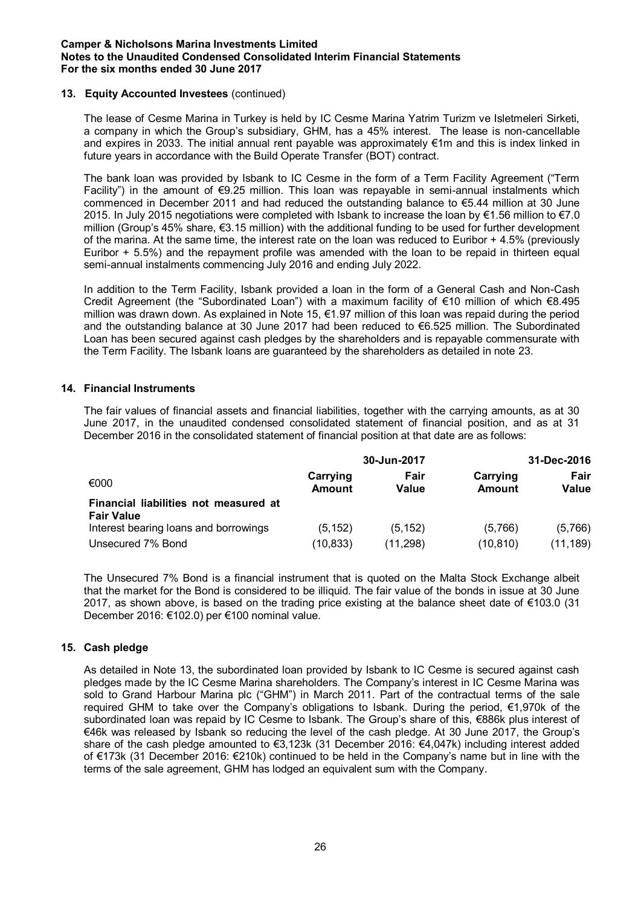## 13. Equity Accounted Investees (continued)

The lease of Cesme Marina in Turkey is held by IC Cesme Marina Yatrim Turizm ve Isletmeleri Sirketi, a company in which the Group's subsidiary, GHM, has a 45% interest. The lease is non-cancellable and expires in 2033. The initial annual rent payable was approximately €1m and this is index linked in future years in accordance with the Build Operate Transfer (BOT) contract.

The bank loan was provided by Isbank to IC Cesme in the form of a Term Facility Agreement ("Term Facility") in the amount of €9.25 million. This loan was repayable in semi-annual instalments which commenced in December 2011 and had reduced the outstanding balance to €5.44 million at 30 June 2015. In July 2015 negotiations were completed with Isbank to increase the loan by €1.56 million to €7.0 million (Group's 45% share, €3.15 million) with the additional funding to be used for further development of the marina. At the same time, the interest rate on the loan was reduced to Euribor + 4.5% (previously Euribor + 5.5%) and the repayment profile was amended with the loan to be repaid in thirteen equal semi-annual instalments commencing July 2016 and ending July 2022.

In addition to the Term Facility, Isbank provided a loan in the form of a General Cash and Non-Cash Credit Agreement (the "Subordinated Loan") with a maximum facility of €10 million of which €8.495 million was drawn down. As explained in Note 15, €1.97 million of this loan was repaid during the period and the outstanding balance at 30 June 2017 had been reduced to €6.525 million. The Subordinated Loan has been secured against cash pledges by the shareholders and is repayable commensurate with the Term Facility. The Isbank loans are guaranteed by the shareholders as detailed in note 23.

## 14. Financial Instruments

The fair values of financial assets and financial liabilities, together with the carrying amounts, as at 30 June 2017, in the unaudited condensed consolidated statement of financial position, and as at 31 December 2016 in the consolidated statement of financial position at that date are as follows:

| | 30-Jun-2017 | | 31-Dec-2016 | |
|---|---|---|---|---|
| €000 | Carrying Amount | Fair Value | Carrying Amount | Fair Value |
| **Financial liabilities not measured at Fair Value** | | | | |
| Interest bearing loans and borrowings | (5,152) | (5,152) | (5,766) | (5,766) |
| Unsecured 7% Bond | (10,833) | (11,298) | (10,810) | (11,189) |

The Unsecured 7% Bond is a financial instrument that is quoted on the Malta Stock Exchange albeit that the market for the Bond is considered to be illiquid. The fair value of the bonds in issue at 30 June 2017, as shown above, is based on the trading price existing at the balance sheet date of €103.0 (31 December 2016: €102.0) per €100 nominal value.

## 15. Cash pledge

As detailed in Note 13, the subordinated loan provided by Isbank to IC Cesme is secured against cash pledges made by the IC Cesme Marina shareholders. The Company's interest in IC Cesme Marina was sold to Grand Harbour Marina plc ("GHM") in March 2011. Part of the contractual terms of the sale required GHM to take over the Company's obligations to Isbank. During the period, €1,970k of the subordinated loan was repaid by IC Cesme to Isbank. The Group's share of this, €886k plus interest of €46k was released by Isbank so reducing the level of the cash pledge. At 30 June 2017, the Group's share of the cash pledge amounted to €3,123k (31 December 2016: €4,047k) including interest added of €173k (31 December 2016: €210k) continued to be held in the Company's name but in line with the terms of the sale agreement, GHM has lodged an equivalent sum with the Company.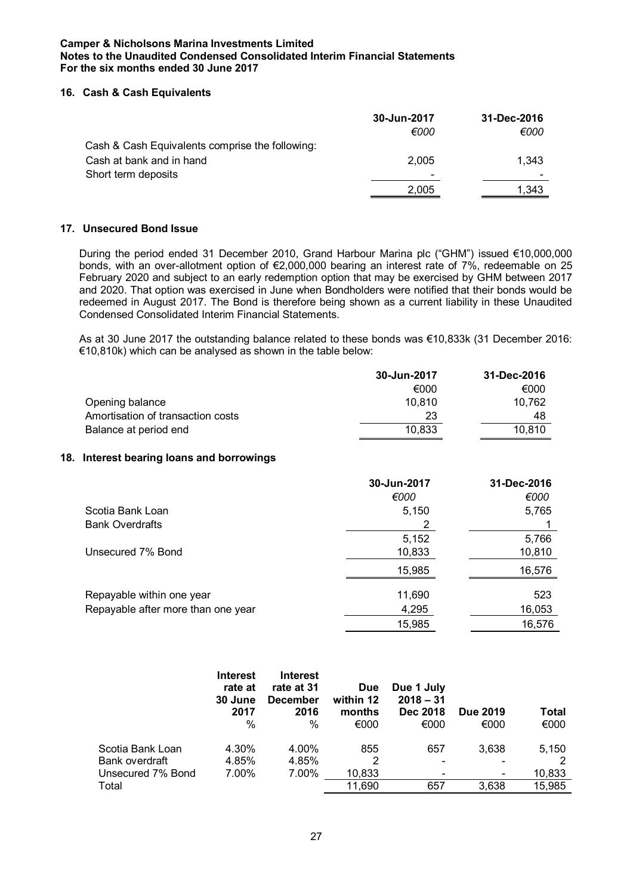## 16. Cash & Cash Equivalents

| | 30-Jun-2017 | 31-Dec-2016 |
|---|---|---|
| | *€000* | *€000* |
| Cash & Cash Equivalents comprise the following: | | |
| Cash at bank and in hand | 2,005 | 1,343 |
| Short term deposits | - | - |
| | 2,005 | 1,343 |

## 17. Unsecured Bond Issue

During the period ended 31 December 2010, Grand Harbour Marina plc ("GHM") issued €10,000,000 bonds, with an over-allotment option of €2,000,000 bearing an interest rate of 7%, redeemable on 25 February 2020 and subject to an early redemption option that may be exercised by GHM between 2017 and 2020. That option was exercised in June when Bondholders were notified that their bonds would be redeemed in August 2017. The Bond is therefore being shown as a current liability in these Unaudited Condensed Consolidated Interim Financial Statements.

As at 30 June 2017 the outstanding balance related to these bonds was €10,833k (31 December 2016: €10,810k) which can be analysed as shown in the table below:

| | 30-Jun-2017 | 31-Dec-2016 |
|---|---|---|
| | €000 | €000 |
| Opening balance | 10,810 | 10,762 |
| Amortisation of transaction costs | 23 | 48 |
| Balance at period end | 10,833 | 10,810 |

## 18. Interest bearing loans and borrowings

| | 30-Jun-2017 | 31-Dec-2016 |
|---|---|---|
| | *€000* | *€000* |
| Scotia Bank Loan | 5,150 | 5,765 |
| Bank Overdrafts | 2 | 1 |
| | 5,152 | 5,766 |
| Unsecured 7% Bond | 10,833 | 10,810 |
| | 15,985 | 16,576 |
| Repayable within one year | 11,690 | 523 |
| Repayable after more than one year | 4,295 | 16,053 |
| | 15,985 | 16,576 |

| | Interest rate at 30 June 2017 | Interest rate at 31 December 2016 | Due within 12 months | Due 1 July 2018 – 31 Dec 2018 | Due 2019 | Total |
|---|---|---|---|---|---|---|
| | % | % | €000 | €000 | €000 | €000 |
| Scotia Bank Loan | 4.30% | 4.00% | 855 | 657 | 3,638 | 5,150 |
| Bank overdraft | 4.85% | 4.85% | 2 | - | - | 2 |
| Unsecured 7% Bond | 7.00% | 7.00% | 10,833 | - | - | 10,833 |
| Total | | | 11,690 | 657 | 3,638 | 15,985 |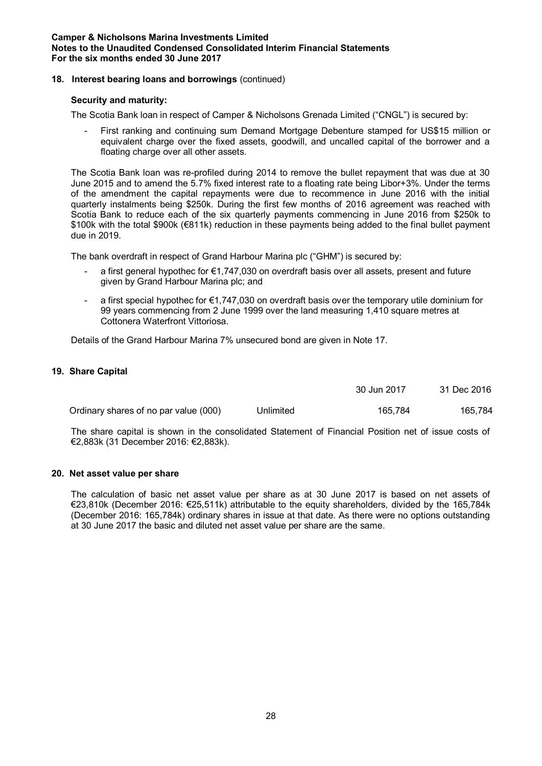## 18. Interest bearing loans and borrowings (continued)

### Security and maturity:

The Scotia Bank loan in respect of Camper & Nicholsons Grenada Limited ("CNGL") is secured by:

- First ranking and continuing sum Demand Mortgage Debenture stamped for US$15 million or equivalent charge over the fixed assets, goodwill, and uncalled capital of the borrower and a floating charge over all other assets.

The Scotia Bank loan was re-profiled during 2014 to remove the bullet repayment that was due at 30 June 2015 and to amend the 5.7% fixed interest rate to a floating rate being Libor+3%. Under the terms of the amendment the capital repayments were due to recommence in June 2016 with the initial quarterly instalments being $250k. During the first few months of 2016 agreement was reached with Scotia Bank to reduce each of the six quarterly payments commencing in June 2016 from $250k to $100k with the total $900k (€811k) reduction in these payments being added to the final bullet payment due in 2019.

The bank overdraft in respect of Grand Harbour Marina plc ("GHM") is secured by:

- a first general hypothec for €1,747,030 on overdraft basis over all assets, present and future given by Grand Harbour Marina plc; and
- a first special hypothec for €1,747,030 on overdraft basis over the temporary utile dominium for 99 years commencing from 2 June 1999 over the land measuring 1,410 square metres at Cottonera Waterfront Vittoriosa.

Details of the Grand Harbour Marina 7% unsecured bond are given in Note 17.

## 19. Share Capital

| | | 30 Jun 2017 | 31 Dec 2016 |
|---|---|---|---|
| Ordinary shares of no par value (000) | Unlimited | 165,784 | 165,784 |

The share capital is shown in the consolidated Statement of Financial Position net of issue costs of €2,883k (31 December 2016: €2,883k).

## 20. Net asset value per share

The calculation of basic net asset value per share as at 30 June 2017 is based on net assets of €23,810k (December 2016: €25,511k) attributable to the equity shareholders, divided by the 165,784k (December 2016: 165,784k) ordinary shares in issue at that date. As there were no options outstanding at 30 June 2017 the basic and diluted net asset value per share are the same.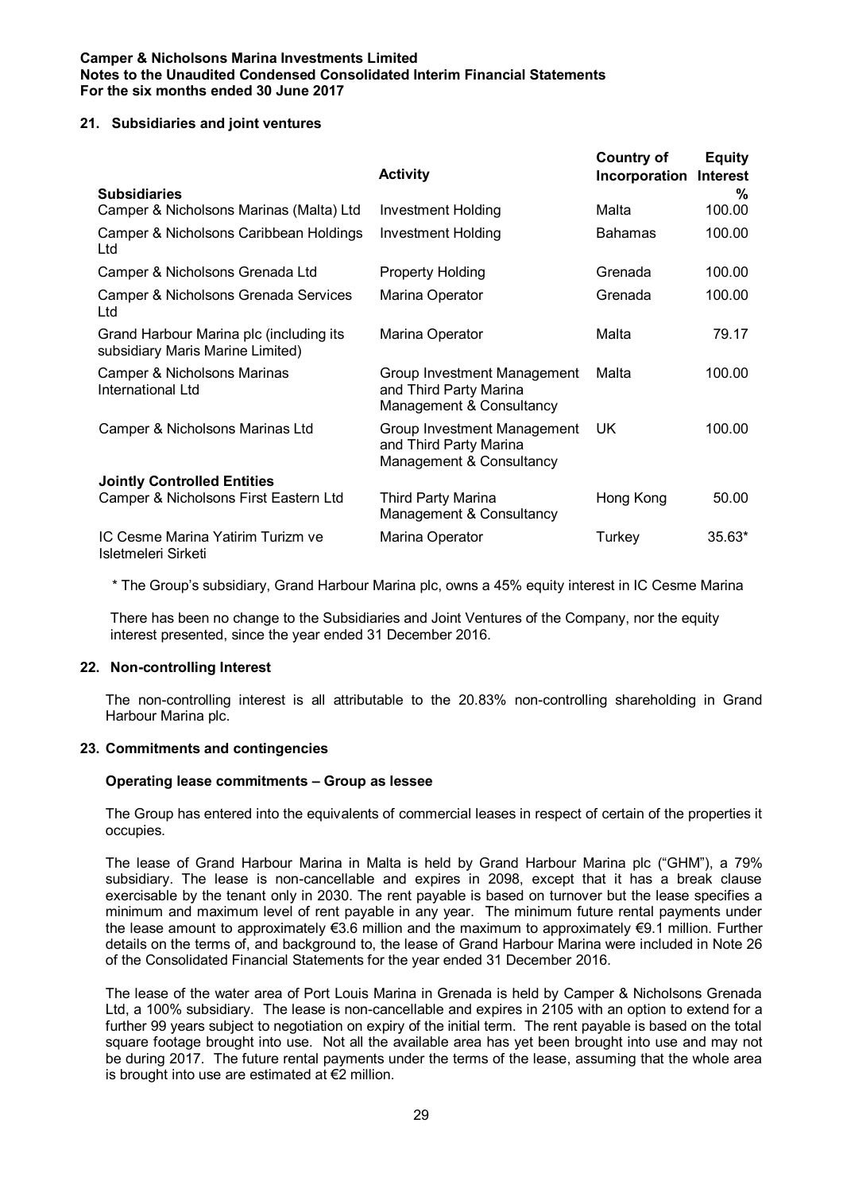## 21. Subsidiaries and joint ventures

| | Activity | Country of Incorporation | Equity Interest % |
|---|---|---|---|
| **Subsidiaries** | | | |
| Camper & Nicholsons Marinas (Malta) Ltd | Investment Holding | Malta | 100.00 |
| Camper & Nicholsons Caribbean Holdings Ltd | Investment Holding | Bahamas | 100.00 |
| Camper & Nicholsons Grenada Ltd | Property Holding | Grenada | 100.00 |
| Camper & Nicholsons Grenada Services Ltd | Marina Operator | Grenada | 100.00 |
| Grand Harbour Marina plc (including its subsidiary Maris Marine Limited) | Marina Operator | Malta | 79.17 |
| Camper & Nicholsons Marinas International Ltd | Group Investment Management and Third Party Marina Management & Consultancy | Malta | 100.00 |
| Camper & Nicholsons Marinas Ltd | Group Investment Management and Third Party Marina Management & Consultancy | UK | 100.00 |
| **Jointly Controlled Entities** | | | |
| Camper & Nicholsons First Eastern Ltd | Third Party Marina Management & Consultancy | Hong Kong | 50.00 |
| IC Cesme Marina Yatirim Turizm ve Isletmeleri Sirketi | Marina Operator | Turkey | 35.63* |

\* The Group's subsidiary, Grand Harbour Marina plc, owns a 45% equity interest in IC Cesme Marina

There has been no change to the Subsidiaries and Joint Ventures of the Company, nor the equity interest presented, since the year ended 31 December 2016.

## 22. Non-controlling Interest

The non-controlling interest is all attributable to the 20.83% non-controlling shareholding in Grand Harbour Marina plc.

## 23. Commitments and contingencies

### Operating lease commitments – Group as lessee

The Group has entered into the equivalents of commercial leases in respect of certain of the properties it occupies.

The lease of Grand Harbour Marina in Malta is held by Grand Harbour Marina plc ("GHM"), a 79% subsidiary. The lease is non-cancellable and expires in 2098, except that it has a break clause exercisable by the tenant only in 2030. The rent payable is based on turnover but the lease specifies a minimum and maximum level of rent payable in any year. The minimum future rental payments under the lease amount to approximately €3.6 million and the maximum to approximately €9.1 million. Further details on the terms of, and background to, the lease of Grand Harbour Marina were included in Note 26 of the Consolidated Financial Statements for the year ended 31 December 2016.

The lease of the water area of Port Louis Marina in Grenada is held by Camper & Nicholsons Grenada Ltd, a 100% subsidiary. The lease is non-cancellable and expires in 2105 with an option to extend for a further 99 years subject to negotiation on expiry of the initial term. The rent payable is based on the total square footage brought into use. Not all the available area has yet been brought into use and may not be during 2017. The future rental payments under the terms of the lease, assuming that the whole area is brought into use are estimated at €2 million.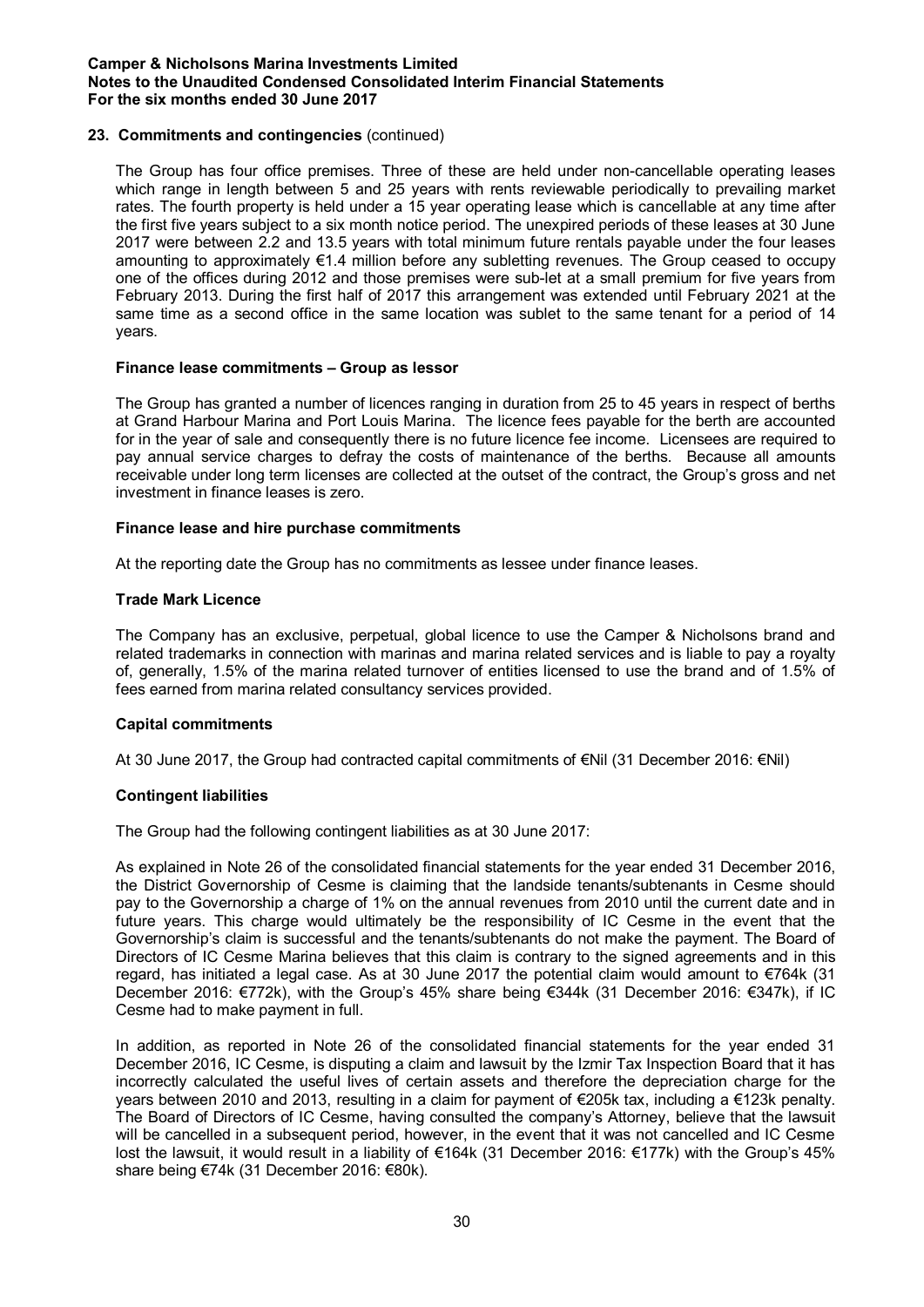## 23. Commitments and contingencies (continued)

The Group has four office premises. Three of these are held under non-cancellable operating leases which range in length between 5 and 25 years with rents reviewable periodically to prevailing market rates. The fourth property is held under a 15 year operating lease which is cancellable at any time after the first five years subject to a six month notice period. The unexpired periods of these leases at 30 June 2017 were between 2.2 and 13.5 years with total minimum future rentals payable under the four leases amounting to approximately €1.4 million before any subletting revenues. The Group ceased to occupy one of the offices during 2012 and those premises were sub-let at a small premium for five years from February 2013. During the first half of 2017 this arrangement was extended until February 2021 at the same time as a second office in the same location was sublet to the same tenant for a period of 14 years.

### Finance lease commitments – Group as lessor

The Group has granted a number of licences ranging in duration from 25 to 45 years in respect of berths at Grand Harbour Marina and Port Louis Marina. The licence fees payable for the berth are accounted for in the year of sale and consequently there is no future licence fee income. Licensees are required to pay annual service charges to defray the costs of maintenance of the berths. Because all amounts receivable under long term licenses are collected at the outset of the contract, the Group's gross and net investment in finance leases is zero.

### Finance lease and hire purchase commitments

At the reporting date the Group has no commitments as lessee under finance leases.

### Trade Mark Licence

The Company has an exclusive, perpetual, global licence to use the Camper & Nicholsons brand and related trademarks in connection with marinas and marina related services and is liable to pay a royalty of, generally, 1.5% of the marina related turnover of entities licensed to use the brand and of 1.5% of fees earned from marina related consultancy services provided.

### Capital commitments

At 30 June 2017, the Group had contracted capital commitments of €Nil (31 December 2016: €Nil)

### Contingent liabilities

The Group had the following contingent liabilities as at 30 June 2017:

As explained in Note 26 of the consolidated financial statements for the year ended 31 December 2016, the District Governorship of Cesme is claiming that the landside tenants/subtenants in Cesme should pay to the Governorship a charge of 1% on the annual revenues from 2010 until the current date and in future years. This charge would ultimately be the responsibility of IC Cesme in the event that the Governorship's claim is successful and the tenants/subtenants do not make the payment. The Board of Directors of IC Cesme Marina believes that this claim is contrary to the signed agreements and in this regard, has initiated a legal case. As at 30 June 2017 the potential claim would amount to €764k (31 December 2016: €772k), with the Group's 45% share being €344k (31 December 2016: €347k), if IC Cesme had to make payment in full.

In addition, as reported in Note 26 of the consolidated financial statements for the year ended 31 December 2016, IC Cesme, is disputing a claim and lawsuit by the Izmir Tax Inspection Board that it has incorrectly calculated the useful lives of certain assets and therefore the depreciation charge for the years between 2010 and 2013, resulting in a claim for payment of €205k tax, including a €123k penalty. The Board of Directors of IC Cesme, having consulted the company's Attorney, believe that the lawsuit will be cancelled in a subsequent period, however, in the event that it was not cancelled and IC Cesme lost the lawsuit, it would result in a liability of €164k (31 December 2016: €177k) with the Group's 45% share being €74k (31 December 2016: €80k).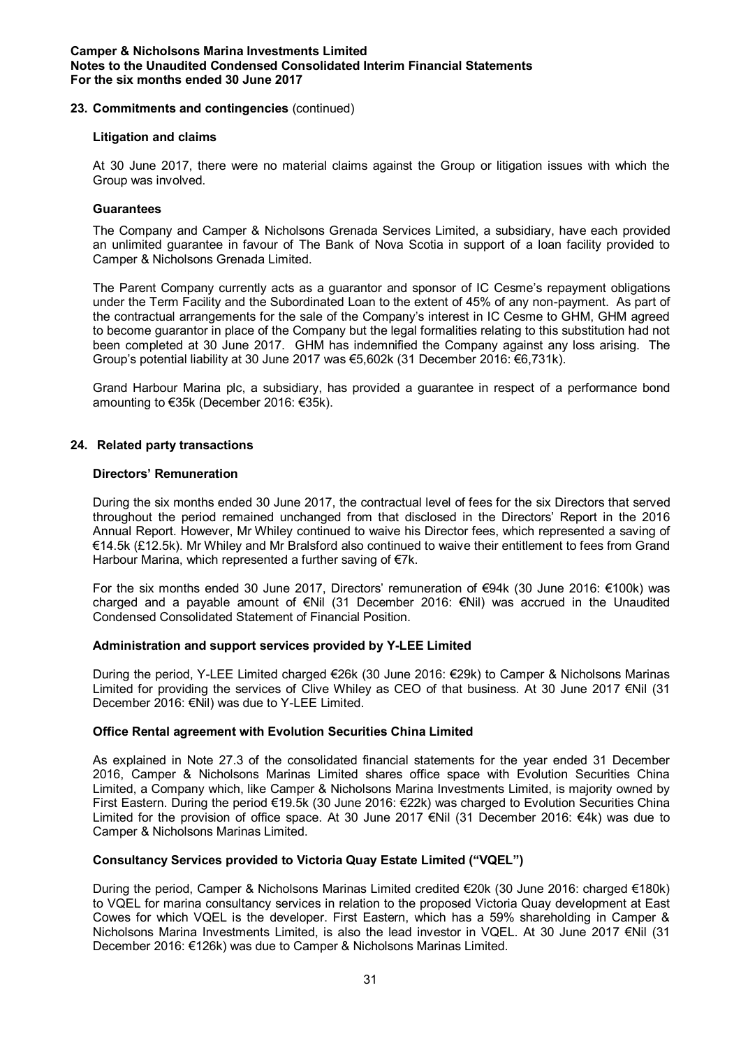## 23. Commitments and contingencies (continued)

### Litigation and claims

At 30 June 2017, there were no material claims against the Group or litigation issues with which the Group was involved.

### Guarantees

The Company and Camper & Nicholsons Grenada Services Limited, a subsidiary, have each provided an unlimited guarantee in favour of The Bank of Nova Scotia in support of a loan facility provided to Camper & Nicholsons Grenada Limited.

The Parent Company currently acts as a guarantor and sponsor of IC Cesme's repayment obligations under the Term Facility and the Subordinated Loan to the extent of 45% of any non-payment. As part of the contractual arrangements for the sale of the Company's interest in IC Cesme to GHM, GHM agreed to become guarantor in place of the Company but the legal formalities relating to this substitution had not been completed at 30 June 2017. GHM has indemnified the Company against any loss arising. The Group's potential liability at 30 June 2017 was €5,602k (31 December 2016: €6,731k).

Grand Harbour Marina plc, a subsidiary, has provided a guarantee in respect of a performance bond amounting to €35k (December 2016: €35k).

## 24. Related party transactions

### Directors' Remuneration

During the six months ended 30 June 2017, the contractual level of fees for the six Directors that served throughout the period remained unchanged from that disclosed in the Directors' Report in the 2016 Annual Report. However, Mr Whiley continued to waive his Director fees, which represented a saving of €14.5k (£12.5k). Mr Whiley and Mr Bralsford also continued to waive their entitlement to fees from Grand Harbour Marina, which represented a further saving of €7k.

For the six months ended 30 June 2017, Directors' remuneration of €94k (30 June 2016: €100k) was charged and a payable amount of €Nil (31 December 2016: €Nil) was accrued in the Unaudited Condensed Consolidated Statement of Financial Position.

### Administration and support services provided by Y-LEE Limited

During the period, Y-LEE Limited charged €26k (30 June 2016: €29k) to Camper & Nicholsons Marinas Limited for providing the services of Clive Whiley as CEO of that business. At 30 June 2017 €Nil (31 December 2016: €Nil) was due to Y-LEE Limited.

### Office Rental agreement with Evolution Securities China Limited

As explained in Note 27.3 of the consolidated financial statements for the year ended 31 December 2016, Camper & Nicholsons Marinas Limited shares office space with Evolution Securities China Limited, a Company which, like Camper & Nicholsons Marina Investments Limited, is majority owned by First Eastern. During the period €19.5k (30 June 2016: €22k) was charged to Evolution Securities China Limited for the provision of office space. At 30 June 2017 €Nil (31 December 2016: €4k) was due to Camper & Nicholsons Marinas Limited.

### Consultancy Services provided to Victoria Quay Estate Limited ("VQEL")

During the period, Camper & Nicholsons Marinas Limited credited €20k (30 June 2016: charged €180k) to VQEL for marina consultancy services in relation to the proposed Victoria Quay development at East Cowes for which VQEL is the developer. First Eastern, which has a 59% shareholding in Camper & Nicholsons Marina Investments Limited, is also the lead investor in VQEL. At 30 June 2017 €Nil (31 December 2016: €126k) was due to Camper & Nicholsons Marinas Limited.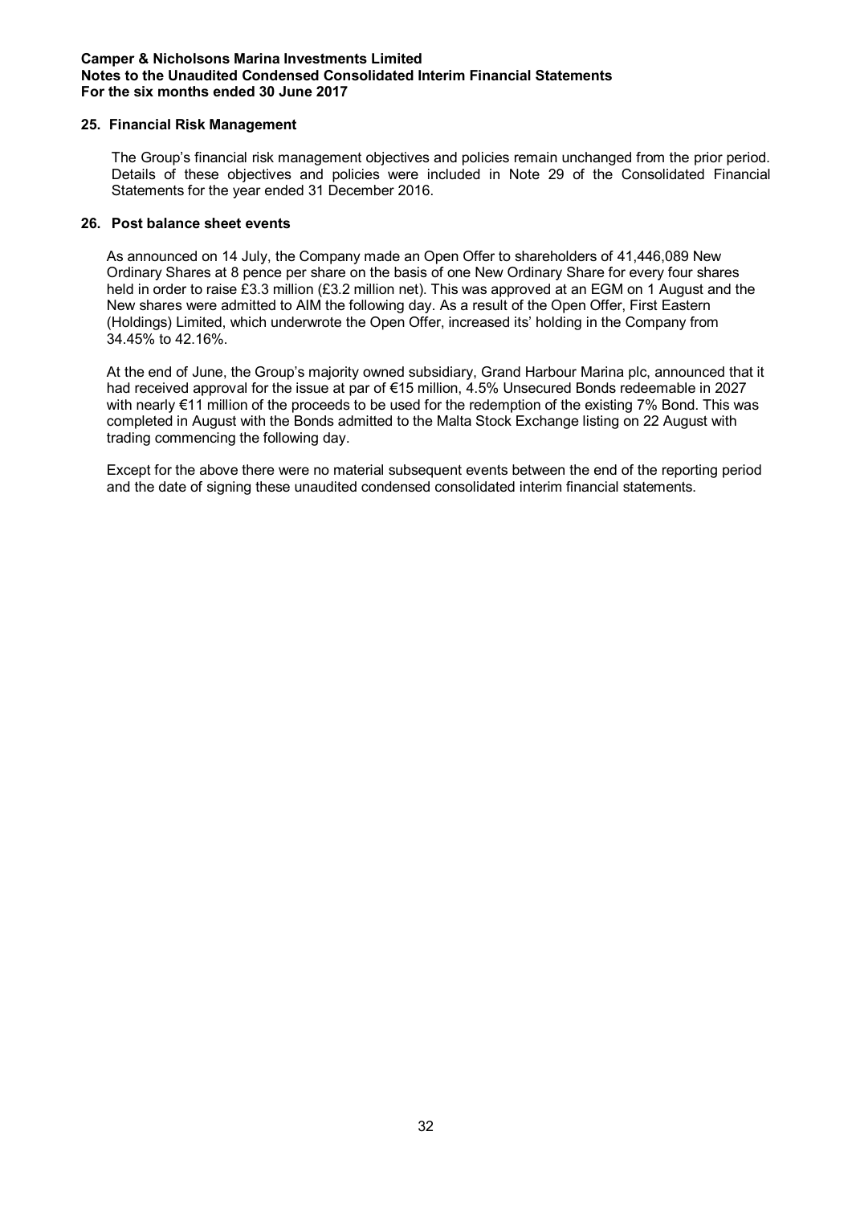## 25. Financial Risk Management

The Group's financial risk management objectives and policies remain unchanged from the prior period. Details of these objectives and policies were included in Note 29 of the Consolidated Financial Statements for the year ended 31 December 2016.

## 26. Post balance sheet events

As announced on 14 July, the Company made an Open Offer to shareholders of 41,446,089 New Ordinary Shares at 8 pence per share on the basis of one New Ordinary Share for every four shares held in order to raise £3.3 million (£3.2 million net). This was approved at an EGM on 1 August and the New shares were admitted to AIM the following day. As a result of the Open Offer, First Eastern (Holdings) Limited, which underwrote the Open Offer, increased its' holding in the Company from 34.45% to 42.16%.

At the end of June, the Group's majority owned subsidiary, Grand Harbour Marina plc, announced that it had received approval for the issue at par of €15 million, 4.5% Unsecured Bonds redeemable in 2027 with nearly €11 million of the proceeds to be used for the redemption of the existing 7% Bond. This was completed in August with the Bonds admitted to the Malta Stock Exchange listing on 22 August with trading commencing the following day.

Except for the above there were no material subsequent events between the end of the reporting period and the date of signing these unaudited condensed consolidated interim financial statements.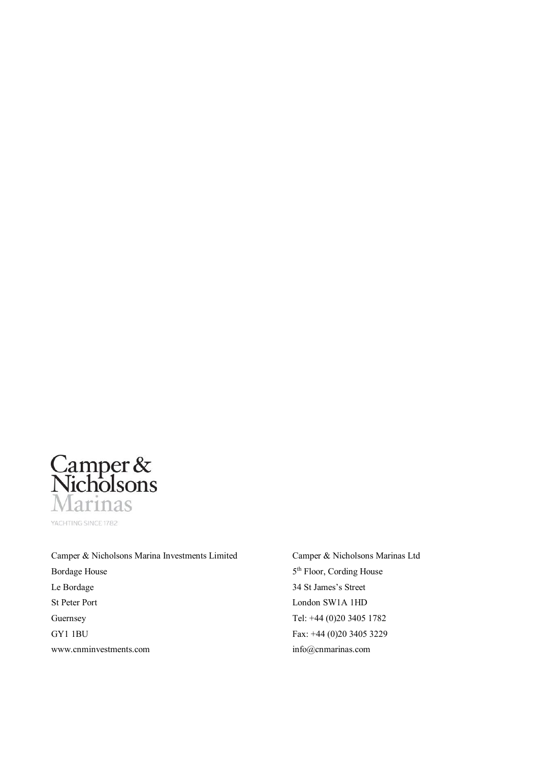Camper & Nicholsons Marinas

YACHTING SINCE 1782

Camper & Nicholsons Marina Investments Limited
Bordage House
Le Bordage
St Peter Port
Guernsey
GY1 1BU
www.cnminvestments.com

Camper & Nicholsons Marinas Ltd
5th Floor, Cording House
34 St James's Street
London SW1A 1HD
Tel: +44 (0)20 3405 1782
Fax: +44 (0)20 3405 3229
info@cnmarinas.com